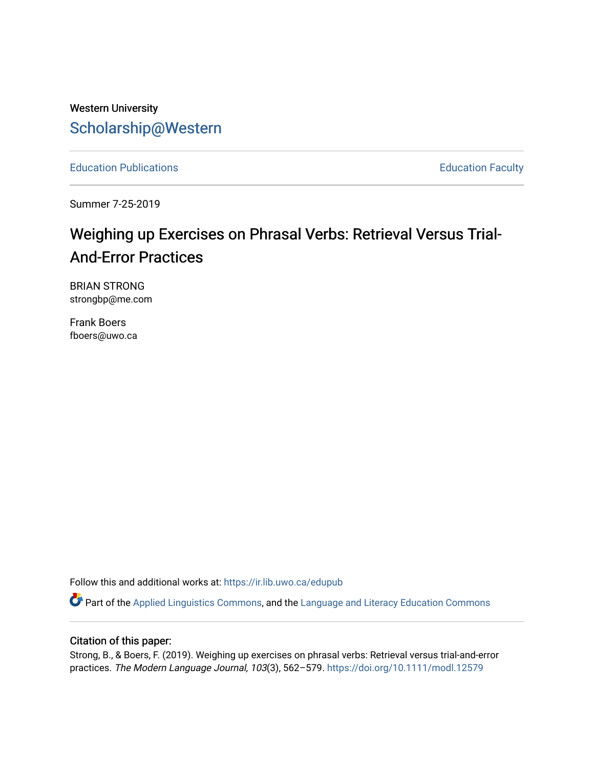Western University

# Scholarship@Western

Education Publications | Education Faculty

Summer 7-25-2019

## Weighing up Exercises on Phrasal Verbs: Retrieval Versus Trial-And-Error Practices

BRIAN STRONG
strongbp@me.com

Frank Boers
fboers@uwo.ca

Follow this and additional works at: https://ir.lib.uwo.ca/edupub

Part of the Applied Linguistics Commons, and the Language and Literacy Education Commons

### Citation of this paper:

Strong, B., & Boers, F. (2019). Weighing up exercises on phrasal verbs: Retrieval versus trial-and-error practices. *The Modern Language Journal, 103*(3), 562–579. https://doi.org/10.1111/modl.12579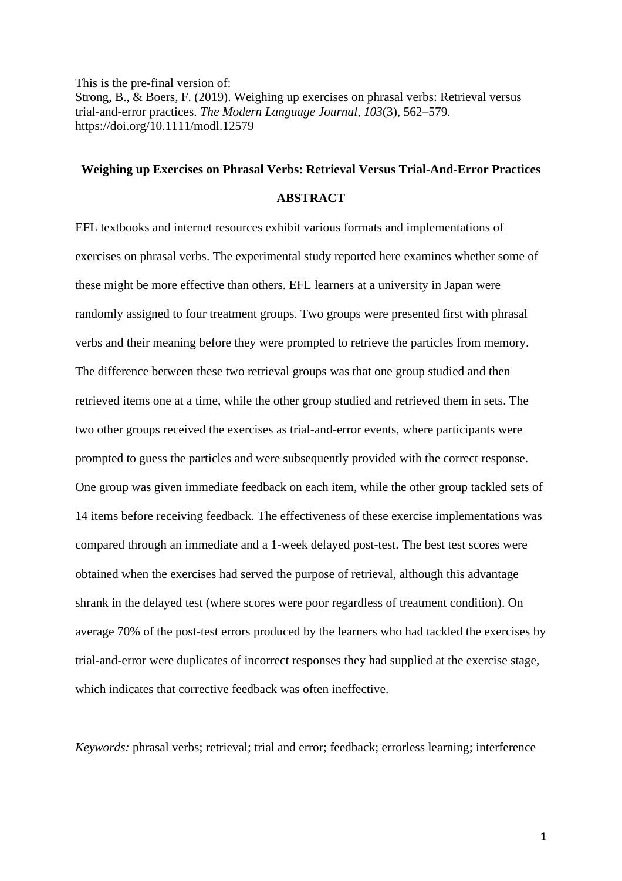This is the pre-final version of:
Strong, B., & Boers, F. (2019). Weighing up exercises on phrasal verbs: Retrieval versus trial-and-error practices. *The Modern Language Journal*, *103*(3), 562–579. https://doi.org/10.1111/modl.12579

**Weighing up Exercises on Phrasal Verbs: Retrieval Versus Trial-And-Error Practices**

**ABSTRACT**

EFL textbooks and internet resources exhibit various formats and implementations of exercises on phrasal verbs. The experimental study reported here examines whether some of these might be more effective than others. EFL learners at a university in Japan were randomly assigned to four treatment groups. Two groups were presented first with phrasal verbs and their meaning before they were prompted to retrieve the particles from memory. The difference between these two retrieval groups was that one group studied and then retrieved items one at a time, while the other group studied and retrieved them in sets. The two other groups received the exercises as trial-and-error events, where participants were prompted to guess the particles and were subsequently provided with the correct response. One group was given immediate feedback on each item, while the other group tackled sets of 14 items before receiving feedback. The effectiveness of these exercise implementations was compared through an immediate and a 1-week delayed post-test. The best test scores were obtained when the exercises had served the purpose of retrieval, although this advantage shrank in the delayed test (where scores were poor regardless of treatment condition). On average 70% of the post-test errors produced by the learners who had tackled the exercises by trial-and-error were duplicates of incorrect responses they had supplied at the exercise stage, which indicates that corrective feedback was often ineffective.

*Keywords:* phrasal verbs; retrieval; trial and error; feedback; errorless learning; interference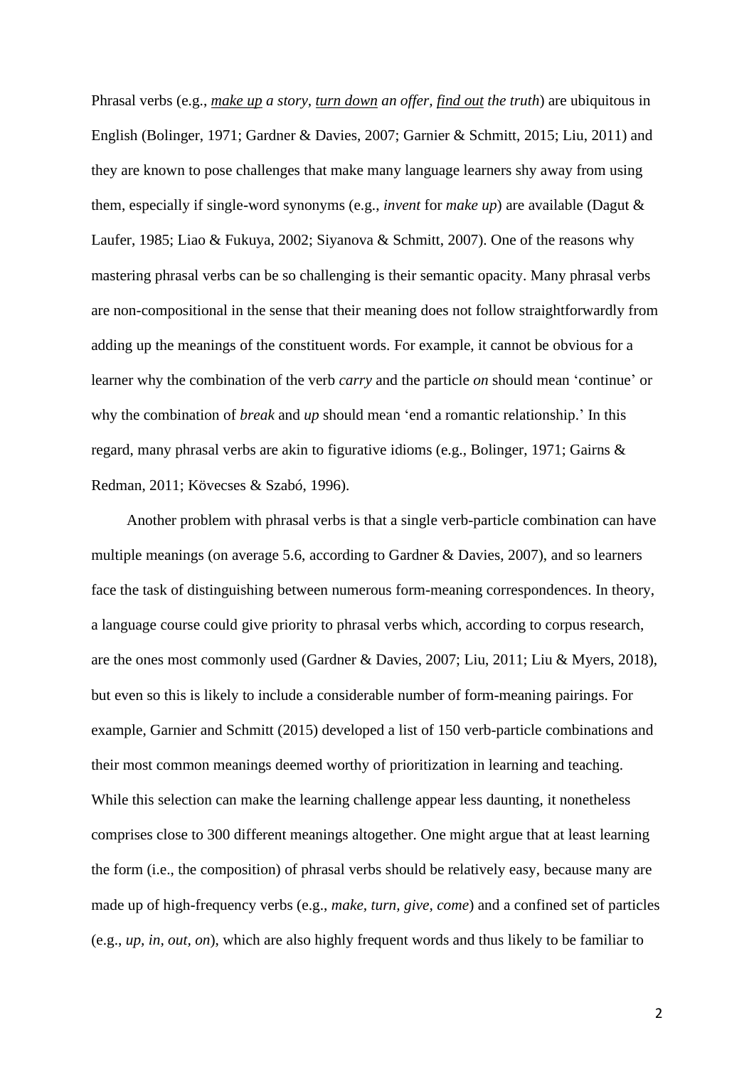Phrasal verbs (e.g., *make up a story, turn down an offer, find out the truth*) are ubiquitous in English (Bolinger, 1971; Gardner & Davies, 2007; Garnier & Schmitt, 2015; Liu, 2011) and they are known to pose challenges that make many language learners shy away from using them, especially if single-word synonyms (e.g., *invent* for *make up*) are available (Dagut & Laufer, 1985; Liao & Fukuya, 2002; Siyanova & Schmitt, 2007). One of the reasons why mastering phrasal verbs can be so challenging is their semantic opacity. Many phrasal verbs are non-compositional in the sense that their meaning does not follow straightforwardly from adding up the meanings of the constituent words. For example, it cannot be obvious for a learner why the combination of the verb *carry* and the particle *on* should mean 'continue' or why the combination of *break* and *up* should mean 'end a romantic relationship.' In this regard, many phrasal verbs are akin to figurative idioms (e.g., Bolinger, 1971; Gairns & Redman, 2011; Kövecses & Szabó, 1996).

Another problem with phrasal verbs is that a single verb-particle combination can have multiple meanings (on average 5.6, according to Gardner & Davies, 2007), and so learners face the task of distinguishing between numerous form-meaning correspondences. In theory, a language course could give priority to phrasal verbs which, according to corpus research, are the ones most commonly used (Gardner & Davies, 2007; Liu, 2011; Liu & Myers, 2018), but even so this is likely to include a considerable number of form-meaning pairings. For example, Garnier and Schmitt (2015) developed a list of 150 verb-particle combinations and their most common meanings deemed worthy of prioritization in learning and teaching. While this selection can make the learning challenge appear less daunting, it nonetheless comprises close to 300 different meanings altogether. One might argue that at least learning the form (i.e., the composition) of phrasal verbs should be relatively easy, because many are made up of high-frequency verbs (e.g., *make, turn, give, come*) and a confined set of particles (e.g., *up, in, out, on*), which are also highly frequent words and thus likely to be familiar to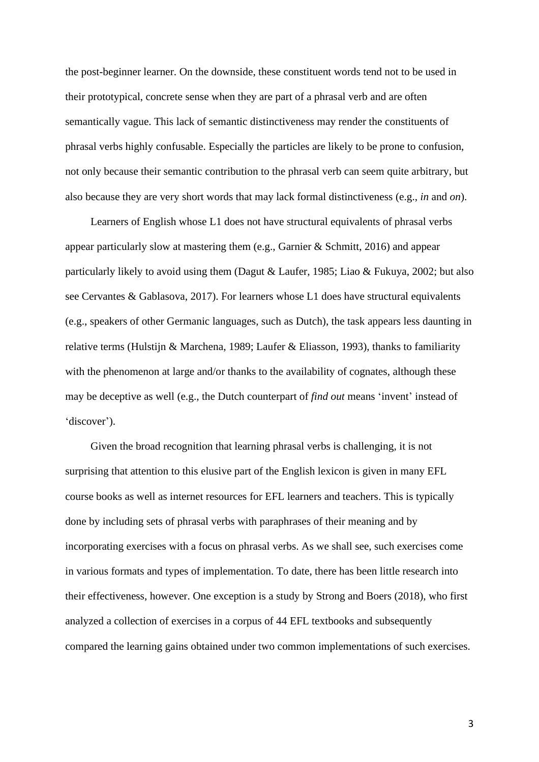the post-beginner learner. On the downside, these constituent words tend not to be used in their prototypical, concrete sense when they are part of a phrasal verb and are often semantically vague. This lack of semantic distinctiveness may render the constituents of phrasal verbs highly confusable. Especially the particles are likely to be prone to confusion, not only because their semantic contribution to the phrasal verb can seem quite arbitrary, but also because they are very short words that may lack formal distinctiveness (e.g., *in* and *on*).

Learners of English whose L1 does not have structural equivalents of phrasal verbs appear particularly slow at mastering them (e.g., Garnier & Schmitt, 2016) and appear particularly likely to avoid using them (Dagut & Laufer, 1985; Liao & Fukuya, 2002; but also see Cervantes & Gablasova, 2017). For learners whose L1 does have structural equivalents (e.g., speakers of other Germanic languages, such as Dutch), the task appears less daunting in relative terms (Hulstijn & Marchena, 1989; Laufer & Eliasson, 1993), thanks to familiarity with the phenomenon at large and/or thanks to the availability of cognates, although these may be deceptive as well (e.g., the Dutch counterpart of *find out* means 'invent' instead of 'discover').

Given the broad recognition that learning phrasal verbs is challenging, it is not surprising that attention to this elusive part of the English lexicon is given in many EFL course books as well as internet resources for EFL learners and teachers. This is typically done by including sets of phrasal verbs with paraphrases of their meaning and by incorporating exercises with a focus on phrasal verbs. As we shall see, such exercises come in various formats and types of implementation. To date, there has been little research into their effectiveness, however. One exception is a study by Strong and Boers (2018), who first analyzed a collection of exercises in a corpus of 44 EFL textbooks and subsequently compared the learning gains obtained under two common implementations of such exercises.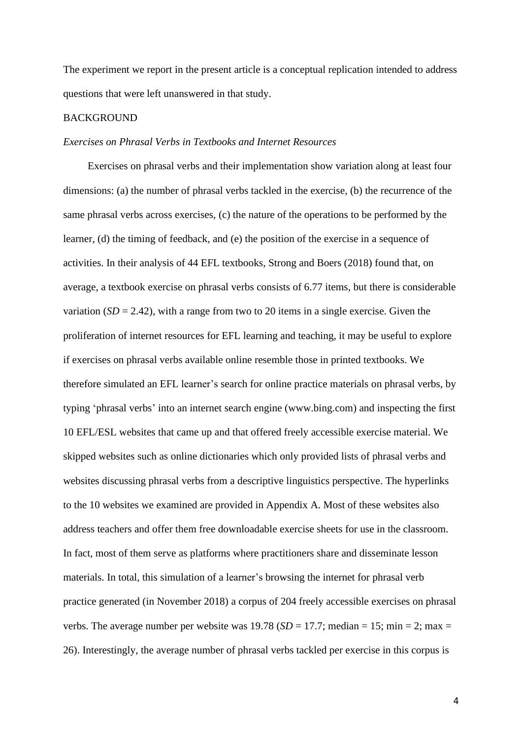The experiment we report in the present article is a conceptual replication intended to address questions that were left unanswered in that study.

## BACKGROUND

### *Exercises on Phrasal Verbs in Textbooks and Internet Resources*

Exercises on phrasal verbs and their implementation show variation along at least four dimensions: (a) the number of phrasal verbs tackled in the exercise, (b) the recurrence of the same phrasal verbs across exercises, (c) the nature of the operations to be performed by the learner, (d) the timing of feedback, and (e) the position of the exercise in a sequence of activities. In their analysis of 44 EFL textbooks, Strong and Boers (2018) found that, on average, a textbook exercise on phrasal verbs consists of 6.77 items, but there is considerable variation (*SD* = 2.42), with a range from two to 20 items in a single exercise. Given the proliferation of internet resources for EFL learning and teaching, it may be useful to explore if exercises on phrasal verbs available online resemble those in printed textbooks. We therefore simulated an EFL learner's search for online practice materials on phrasal verbs, by typing 'phrasal verbs' into an internet search engine (www.bing.com) and inspecting the first 10 EFL/ESL websites that came up and that offered freely accessible exercise material. We skipped websites such as online dictionaries which only provided lists of phrasal verbs and websites discussing phrasal verbs from a descriptive linguistics perspective. The hyperlinks to the 10 websites we examined are provided in Appendix A. Most of these websites also address teachers and offer them free downloadable exercise sheets for use in the classroom. In fact, most of them serve as platforms where practitioners share and disseminate lesson materials. In total, this simulation of a learner's browsing the internet for phrasal verb practice generated (in November 2018) a corpus of 204 freely accessible exercises on phrasal verbs. The average number per website was 19.78 (*SD* = 17.7; median = 15; min = 2; max = 26). Interestingly, the average number of phrasal verbs tackled per exercise in this corpus is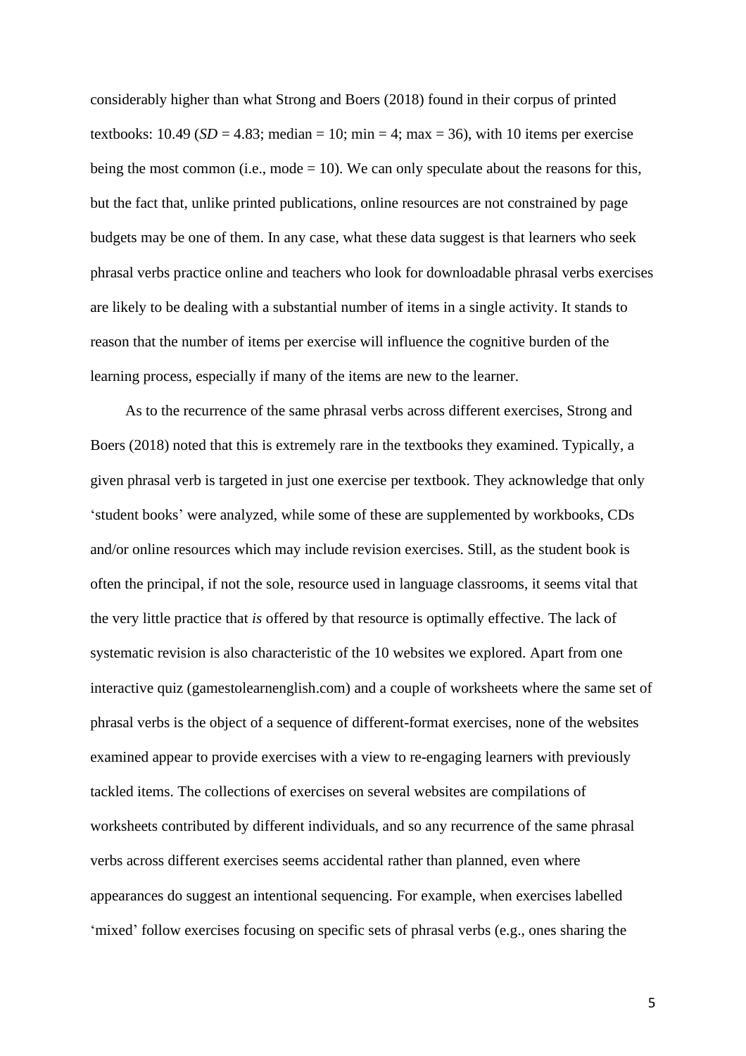considerably higher than what Strong and Boers (2018) found in their corpus of printed textbooks: 10.49 (*SD* = 4.83; median = 10; min = 4; max = 36), with 10 items per exercise being the most common (i.e., mode = 10). We can only speculate about the reasons for this, but the fact that, unlike printed publications, online resources are not constrained by page budgets may be one of them. In any case, what these data suggest is that learners who seek phrasal verbs practice online and teachers who look for downloadable phrasal verbs exercises are likely to be dealing with a substantial number of items in a single activity. It stands to reason that the number of items per exercise will influence the cognitive burden of the learning process, especially if many of the items are new to the learner.

As to the recurrence of the same phrasal verbs across different exercises, Strong and Boers (2018) noted that this is extremely rare in the textbooks they examined. Typically, a given phrasal verb is targeted in just one exercise per textbook. They acknowledge that only 'student books' were analyzed, while some of these are supplemented by workbooks, CDs and/or online resources which may include revision exercises. Still, as the student book is often the principal, if not the sole, resource used in language classrooms, it seems vital that the very little practice that *is* offered by that resource is optimally effective. The lack of systematic revision is also characteristic of the 10 websites we explored. Apart from one interactive quiz (gamestolearnenglish.com) and a couple of worksheets where the same set of phrasal verbs is the object of a sequence of different-format exercises, none of the websites examined appear to provide exercises with a view to re-engaging learners with previously tackled items. The collections of exercises on several websites are compilations of worksheets contributed by different individuals, and so any recurrence of the same phrasal verbs across different exercises seems accidental rather than planned, even where appearances do suggest an intentional sequencing. For example, when exercises labelled 'mixed' follow exercises focusing on specific sets of phrasal verbs (e.g., ones sharing the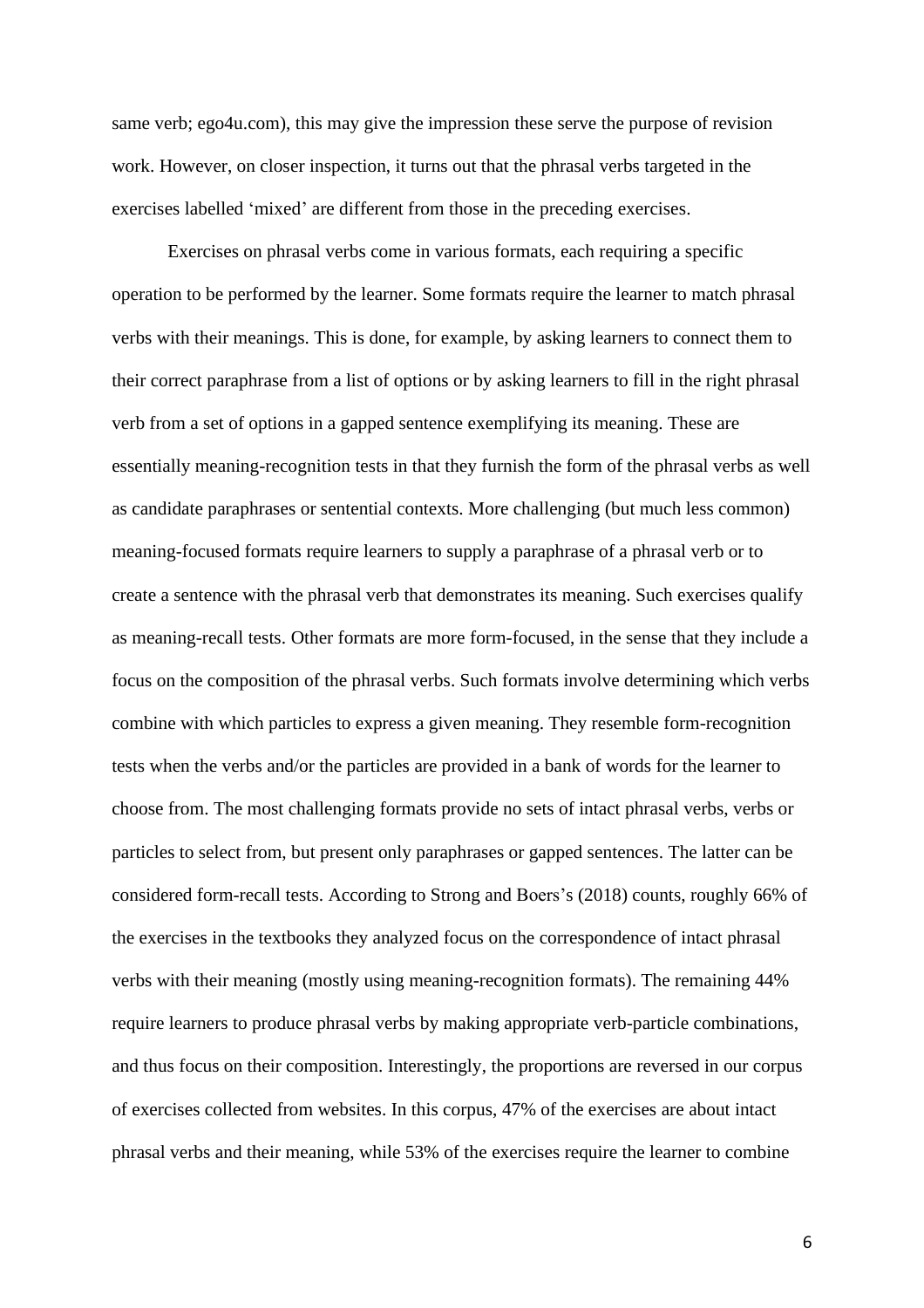same verb; ego4u.com), this may give the impression these serve the purpose of revision work. However, on closer inspection, it turns out that the phrasal verbs targeted in the exercises labelled 'mixed' are different from those in the preceding exercises.

Exercises on phrasal verbs come in various formats, each requiring a specific operation to be performed by the learner. Some formats require the learner to match phrasal verbs with their meanings. This is done, for example, by asking learners to connect them to their correct paraphrase from a list of options or by asking learners to fill in the right phrasal verb from a set of options in a gapped sentence exemplifying its meaning. These are essentially meaning-recognition tests in that they furnish the form of the phrasal verbs as well as candidate paraphrases or sentential contexts. More challenging (but much less common) meaning-focused formats require learners to supply a paraphrase of a phrasal verb or to create a sentence with the phrasal verb that demonstrates its meaning. Such exercises qualify as meaning-recall tests. Other formats are more form-focused, in the sense that they include a focus on the composition of the phrasal verbs. Such formats involve determining which verbs combine with which particles to express a given meaning. They resemble form-recognition tests when the verbs and/or the particles are provided in a bank of words for the learner to choose from. The most challenging formats provide no sets of intact phrasal verbs, verbs or particles to select from, but present only paraphrases or gapped sentences. The latter can be considered form-recall tests. According to Strong and Boers's (2018) counts, roughly 66% of the exercises in the textbooks they analyzed focus on the correspondence of intact phrasal verbs with their meaning (mostly using meaning-recognition formats). The remaining 44% require learners to produce phrasal verbs by making appropriate verb-particle combinations, and thus focus on their composition. Interestingly, the proportions are reversed in our corpus of exercises collected from websites. In this corpus, 47% of the exercises are about intact phrasal verbs and their meaning, while 53% of the exercises require the learner to combine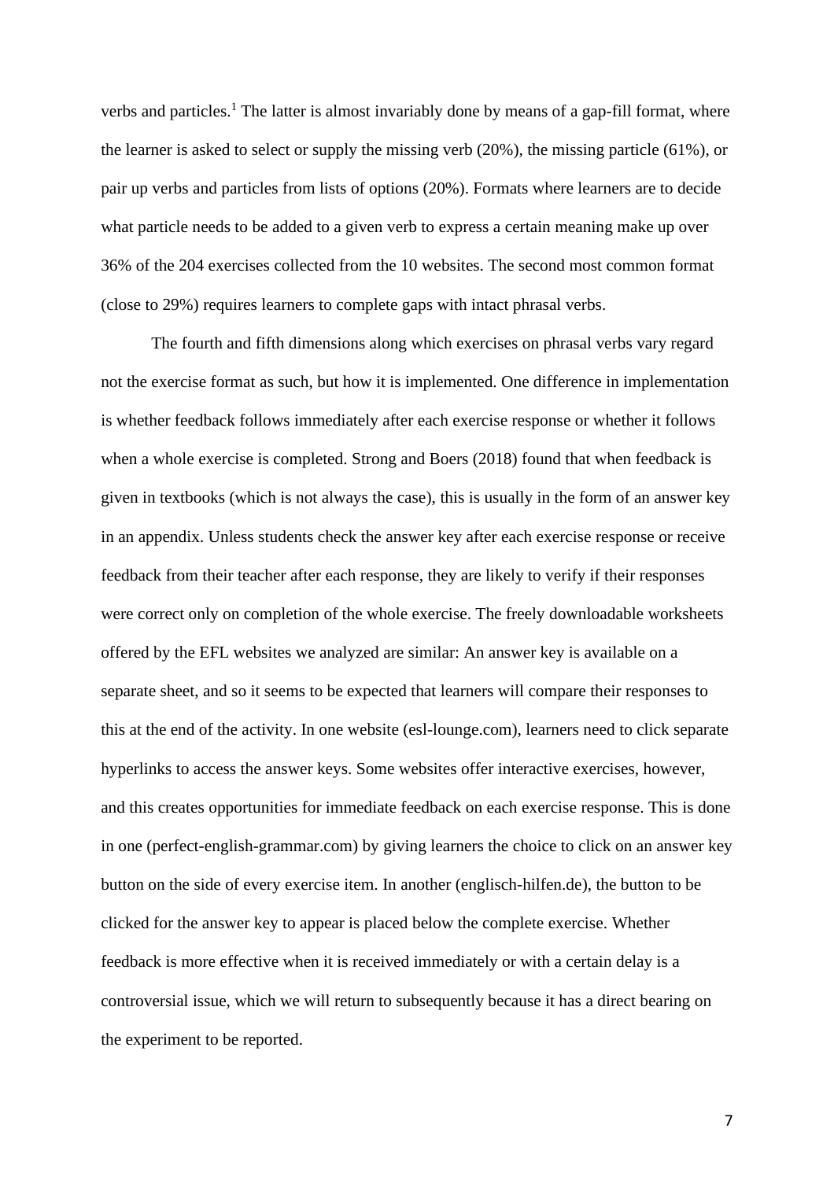verbs and particles.[1] The latter is almost invariably done by means of a gap-fill format, where the learner is asked to select or supply the missing verb (20%), the missing particle (61%), or pair up verbs and particles from lists of options (20%). Formats where learners are to decide what particle needs to be added to a given verb to express a certain meaning make up over 36% of the 204 exercises collected from the 10 websites. The second most common format (close to 29%) requires learners to complete gaps with intact phrasal verbs.

The fourth and fifth dimensions along which exercises on phrasal verbs vary regard not the exercise format as such, but how it is implemented. One difference in implementation is whether feedback follows immediately after each exercise response or whether it follows when a whole exercise is completed. Strong and Boers (2018) found that when feedback is given in textbooks (which is not always the case), this is usually in the form of an answer key in an appendix. Unless students check the answer key after each exercise response or receive feedback from their teacher after each response, they are likely to verify if their responses were correct only on completion of the whole exercise. The freely downloadable worksheets offered by the EFL websites we analyzed are similar: An answer key is available on a separate sheet, and so it seems to be expected that learners will compare their responses to this at the end of the activity. In one website (esl-lounge.com), learners need to click separate hyperlinks to access the answer keys. Some websites offer interactive exercises, however, and this creates opportunities for immediate feedback on each exercise response. This is done in one (perfect-english-grammar.com) by giving learners the choice to click on an answer key button on the side of every exercise item. In another (englisch-hilfen.de), the button to be clicked for the answer key to appear is placed below the complete exercise. Whether feedback is more effective when it is received immediately or with a certain delay is a controversial issue, which we will return to subsequently because it has a direct bearing on the experiment to be reported.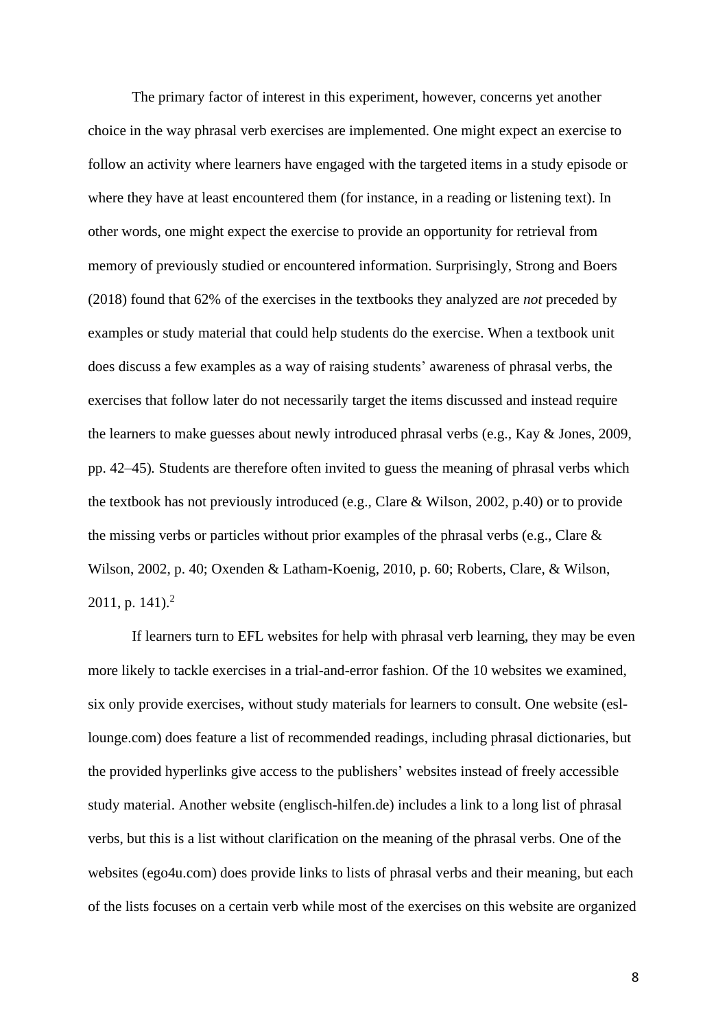The primary factor of interest in this experiment, however, concerns yet another choice in the way phrasal verb exercises are implemented. One might expect an exercise to follow an activity where learners have engaged with the targeted items in a study episode or where they have at least encountered them (for instance, in a reading or listening text). In other words, one might expect the exercise to provide an opportunity for retrieval from memory of previously studied or encountered information. Surprisingly, Strong and Boers (2018) found that 62% of the exercises in the textbooks they analyzed are *not* preceded by examples or study material that could help students do the exercise. When a textbook unit does discuss a few examples as a way of raising students' awareness of phrasal verbs, the exercises that follow later do not necessarily target the items discussed and instead require the learners to make guesses about newly introduced phrasal verbs (e.g., Kay & Jones, 2009, pp. 42–45). Students are therefore often invited to guess the meaning of phrasal verbs which the textbook has not previously introduced (e.g., Clare & Wilson, 2002, p.40) or to provide the missing verbs or particles without prior examples of the phrasal verbs (e.g., Clare & Wilson, 2002, p. 40; Oxenden & Latham-Koenig, 2010, p. 60; Roberts, Clare, & Wilson, 2011, p. 141).[2]

If learners turn to EFL websites for help with phrasal verb learning, they may be even more likely to tackle exercises in a trial-and-error fashion. Of the 10 websites we examined, six only provide exercises, without study materials for learners to consult. One website (esl-lounge.com) does feature a list of recommended readings, including phrasal dictionaries, but the provided hyperlinks give access to the publishers' websites instead of freely accessible study material. Another website (englisch-hilfen.de) includes a link to a long list of phrasal verbs, but this is a list without clarification on the meaning of the phrasal verbs. One of the websites (ego4u.com) does provide links to lists of phrasal verbs and their meaning, but each of the lists focuses on a certain verb while most of the exercises on this website are organized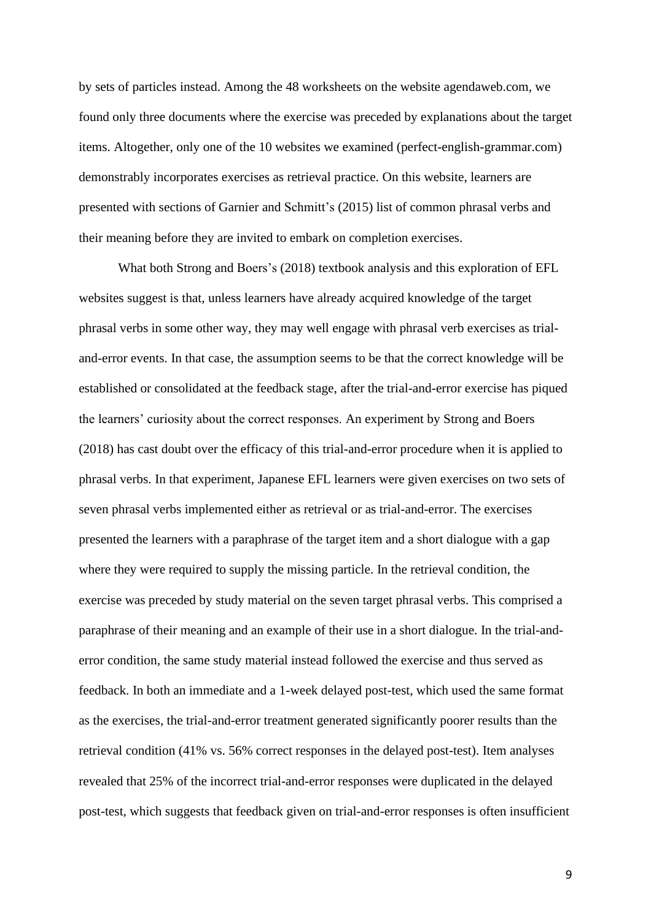by sets of particles instead. Among the 48 worksheets on the website agendaweb.com, we found only three documents where the exercise was preceded by explanations about the target items. Altogether, only one of the 10 websites we examined (perfect-english-grammar.com) demonstrably incorporates exercises as retrieval practice. On this website, learners are presented with sections of Garnier and Schmitt's (2015) list of common phrasal verbs and their meaning before they are invited to embark on completion exercises.

What both Strong and Boers's (2018) textbook analysis and this exploration of EFL websites suggest is that, unless learners have already acquired knowledge of the target phrasal verbs in some other way, they may well engage with phrasal verb exercises as trial-and-error events. In that case, the assumption seems to be that the correct knowledge will be established or consolidated at the feedback stage, after the trial-and-error exercise has piqued the learners' curiosity about the correct responses. An experiment by Strong and Boers (2018) has cast doubt over the efficacy of this trial-and-error procedure when it is applied to phrasal verbs. In that experiment, Japanese EFL learners were given exercises on two sets of seven phrasal verbs implemented either as retrieval or as trial-and-error. The exercises presented the learners with a paraphrase of the target item and a short dialogue with a gap where they were required to supply the missing particle. In the retrieval condition, the exercise was preceded by study material on the seven target phrasal verbs. This comprised a paraphrase of their meaning and an example of their use in a short dialogue. In the trial-and-error condition, the same study material instead followed the exercise and thus served as feedback. In both an immediate and a 1-week delayed post-test, which used the same format as the exercises, the trial-and-error treatment generated significantly poorer results than the retrieval condition (41% vs. 56% correct responses in the delayed post-test). Item analyses revealed that 25% of the incorrect trial-and-error responses were duplicated in the delayed post-test, which suggests that feedback given on trial-and-error responses is often insufficient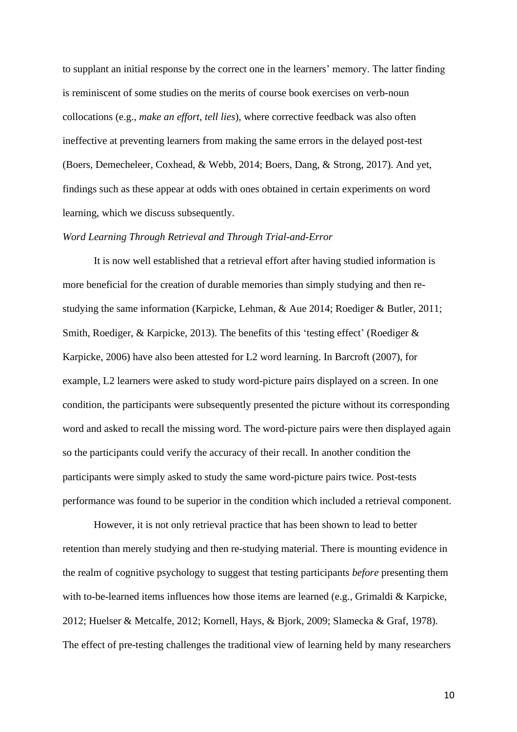to supplant an initial response by the correct one in the learners' memory. The latter finding is reminiscent of some studies on the merits of course book exercises on verb-noun collocations (e.g., *make an effort*, *tell lies*), where corrective feedback was also often ineffective at preventing learners from making the same errors in the delayed post-test (Boers, Demecheleer, Coxhead, & Webb, 2014; Boers, Dang, & Strong, 2017). And yet, findings such as these appear at odds with ones obtained in certain experiments on word learning, which we discuss subsequently.

*Word Learning Through Retrieval and Through Trial-and-Error*

It is now well established that a retrieval effort after having studied information is more beneficial for the creation of durable memories than simply studying and then re-studying the same information (Karpicke, Lehman, & Aue 2014; Roediger & Butler, 2011; Smith, Roediger, & Karpicke, 2013). The benefits of this 'testing effect' (Roediger & Karpicke, 2006) have also been attested for L2 word learning. In Barcroft (2007), for example, L2 learners were asked to study word-picture pairs displayed on a screen. In one condition, the participants were subsequently presented the picture without its corresponding word and asked to recall the missing word. The word-picture pairs were then displayed again so the participants could verify the accuracy of their recall. In another condition the participants were simply asked to study the same word-picture pairs twice. Post-tests performance was found to be superior in the condition which included a retrieval component.

However, it is not only retrieval practice that has been shown to lead to better retention than merely studying and then re-studying material. There is mounting evidence in the realm of cognitive psychology to suggest that testing participants *before* presenting them with to-be-learned items influences how those items are learned (e.g., Grimaldi & Karpicke, 2012; Huelser & Metcalfe, 2012; Kornell, Hays, & Bjork, 2009; Slamecka & Graf, 1978). The effect of pre-testing challenges the traditional view of learning held by many researchers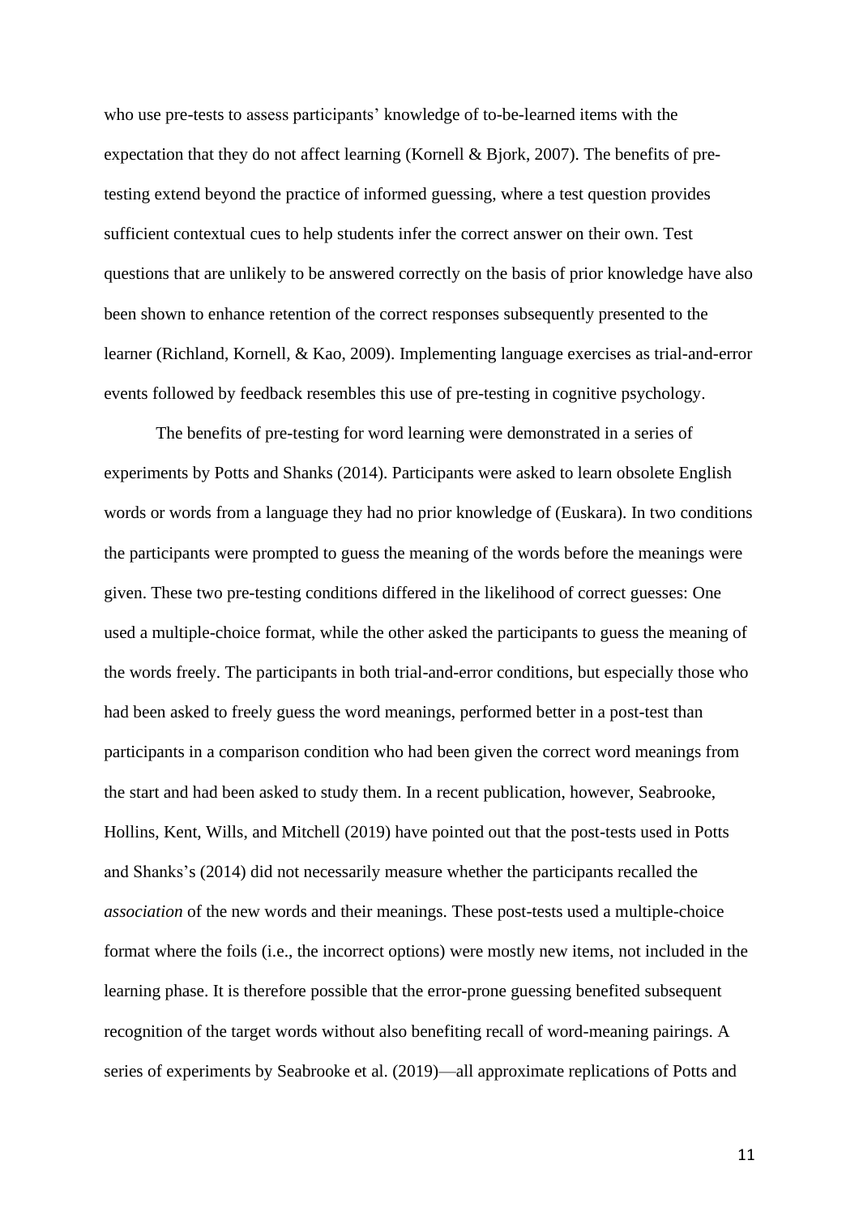who use pre-tests to assess participants' knowledge of to-be-learned items with the expectation that they do not affect learning (Kornell & Bjork, 2007). The benefits of pre-testing extend beyond the practice of informed guessing, where a test question provides sufficient contextual cues to help students infer the correct answer on their own. Test questions that are unlikely to be answered correctly on the basis of prior knowledge have also been shown to enhance retention of the correct responses subsequently presented to the learner (Richland, Kornell, & Kao, 2009). Implementing language exercises as trial-and-error events followed by feedback resembles this use of pre-testing in cognitive psychology.

The benefits of pre-testing for word learning were demonstrated in a series of experiments by Potts and Shanks (2014). Participants were asked to learn obsolete English words or words from a language they had no prior knowledge of (Euskara). In two conditions the participants were prompted to guess the meaning of the words before the meanings were given. These two pre-testing conditions differed in the likelihood of correct guesses: One used a multiple-choice format, while the other asked the participants to guess the meaning of the words freely. The participants in both trial-and-error conditions, but especially those who had been asked to freely guess the word meanings, performed better in a post-test than participants in a comparison condition who had been given the correct word meanings from the start and had been asked to study them. In a recent publication, however, Seabrooke, Hollins, Kent, Wills, and Mitchell (2019) have pointed out that the post-tests used in Potts and Shanks's (2014) did not necessarily measure whether the participants recalled the *association* of the new words and their meanings. These post-tests used a multiple-choice format where the foils (i.e., the incorrect options) were mostly new items, not included in the learning phase. It is therefore possible that the error-prone guessing benefited subsequent recognition of the target words without also benefiting recall of word-meaning pairings. A series of experiments by Seabrooke et al. (2019)—all approximate replications of Potts and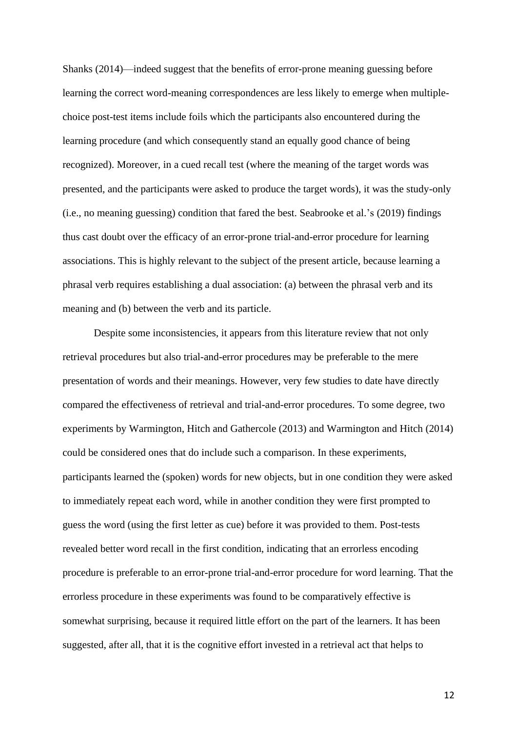Shanks (2014)—indeed suggest that the benefits of error-prone meaning guessing before learning the correct word-meaning correspondences are less likely to emerge when multiple-choice post-test items include foils which the participants also encountered during the learning procedure (and which consequently stand an equally good chance of being recognized). Moreover, in a cued recall test (where the meaning of the target words was presented, and the participants were asked to produce the target words), it was the study-only (i.e., no meaning guessing) condition that fared the best. Seabrooke et al.'s (2019) findings thus cast doubt over the efficacy of an error-prone trial-and-error procedure for learning associations. This is highly relevant to the subject of the present article, because learning a phrasal verb requires establishing a dual association: (a) between the phrasal verb and its meaning and (b) between the verb and its particle.

Despite some inconsistencies, it appears from this literature review that not only retrieval procedures but also trial-and-error procedures may be preferable to the mere presentation of words and their meanings. However, very few studies to date have directly compared the effectiveness of retrieval and trial-and-error procedures. To some degree, two experiments by Warmington, Hitch and Gathercole (2013) and Warmington and Hitch (2014) could be considered ones that do include such a comparison. In these experiments, participants learned the (spoken) words for new objects, but in one condition they were asked to immediately repeat each word, while in another condition they were first prompted to guess the word (using the first letter as cue) before it was provided to them. Post-tests revealed better word recall in the first condition, indicating that an errorless encoding procedure is preferable to an error-prone trial-and-error procedure for word learning. That the errorless procedure in these experiments was found to be comparatively effective is somewhat surprising, because it required little effort on the part of the learners. It has been suggested, after all, that it is the cognitive effort invested in a retrieval act that helps to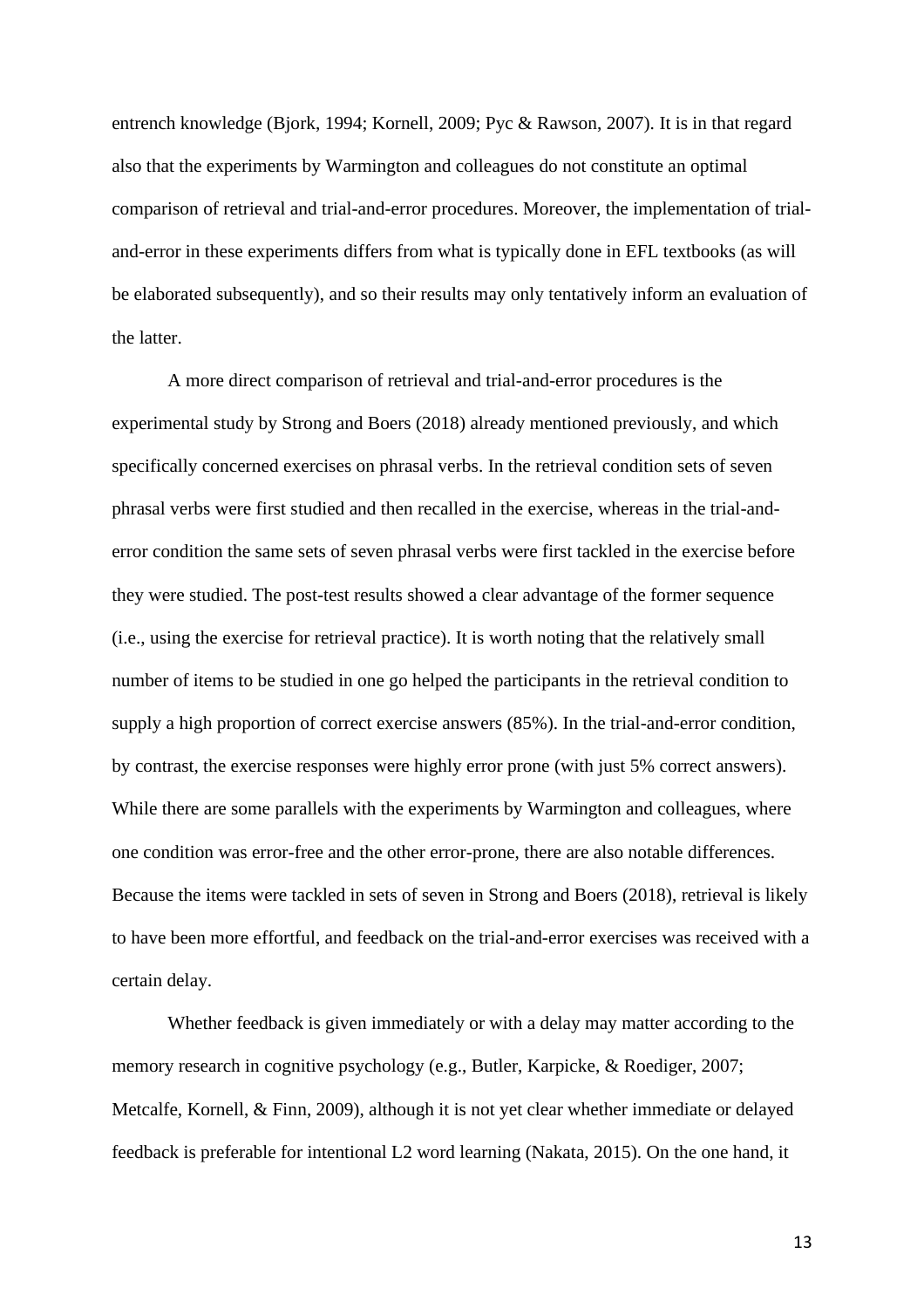entrench knowledge (Bjork, 1994; Kornell, 2009; Pyc & Rawson, 2007). It is in that regard also that the experiments by Warmington and colleagues do not constitute an optimal comparison of retrieval and trial-and-error procedures. Moreover, the implementation of trial-and-error in these experiments differs from what is typically done in EFL textbooks (as will be elaborated subsequently), and so their results may only tentatively inform an evaluation of the latter.

A more direct comparison of retrieval and trial-and-error procedures is the experimental study by Strong and Boers (2018) already mentioned previously, and which specifically concerned exercises on phrasal verbs. In the retrieval condition sets of seven phrasal verbs were first studied and then recalled in the exercise, whereas in the trial-and-error condition the same sets of seven phrasal verbs were first tackled in the exercise before they were studied. The post-test results showed a clear advantage of the former sequence (i.e., using the exercise for retrieval practice). It is worth noting that the relatively small number of items to be studied in one go helped the participants in the retrieval condition to supply a high proportion of correct exercise answers (85%). In the trial-and-error condition, by contrast, the exercise responses were highly error prone (with just 5% correct answers). While there are some parallels with the experiments by Warmington and colleagues, where one condition was error-free and the other error-prone, there are also notable differences. Because the items were tackled in sets of seven in Strong and Boers (2018), retrieval is likely to have been more effortful, and feedback on the trial-and-error exercises was received with a certain delay.

Whether feedback is given immediately or with a delay may matter according to the memory research in cognitive psychology (e.g., Butler, Karpicke, & Roediger, 2007; Metcalfe, Kornell, & Finn, 2009), although it is not yet clear whether immediate or delayed feedback is preferable for intentional L2 word learning (Nakata, 2015). On the one hand, it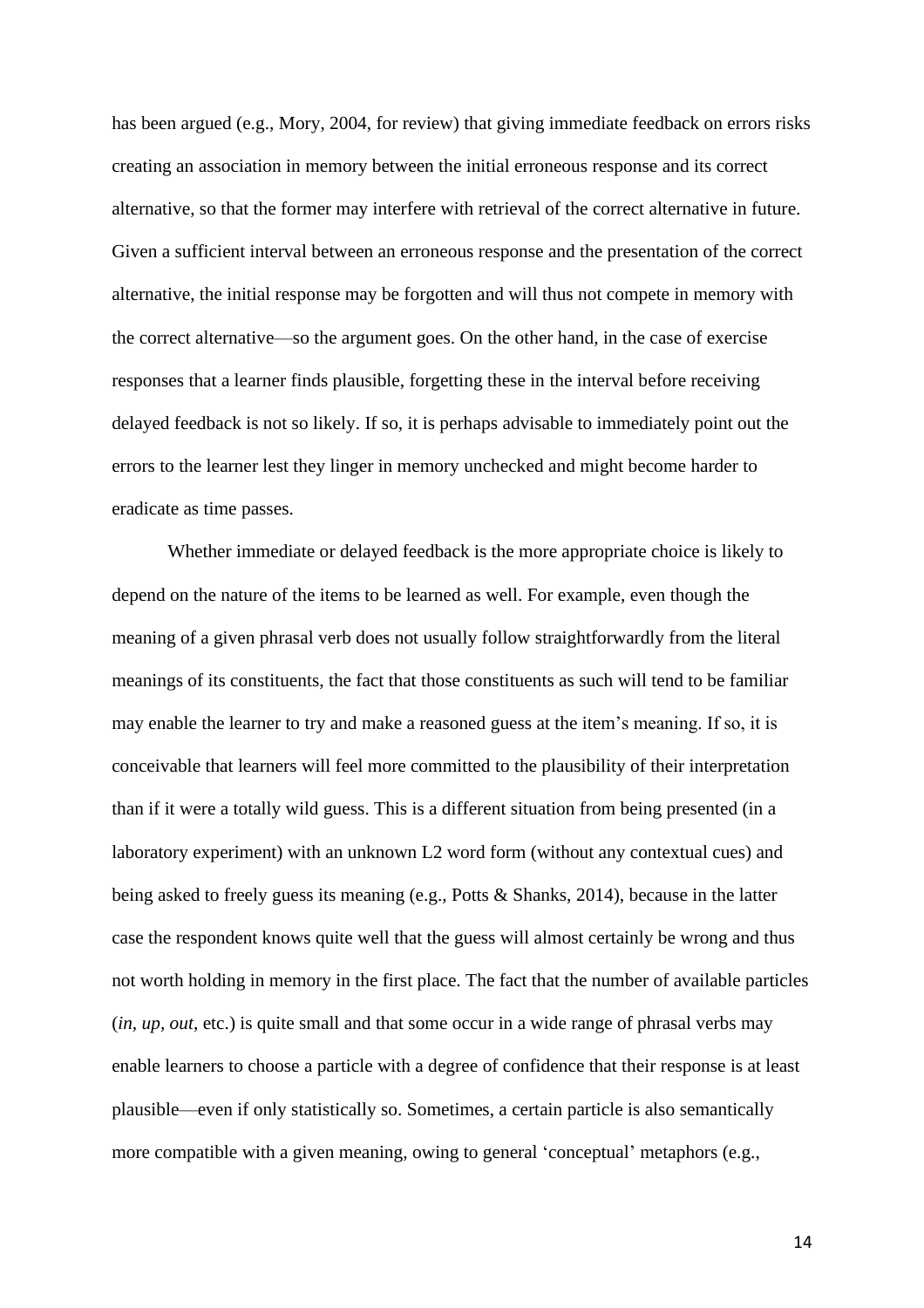has been argued (e.g., Mory, 2004, for review) that giving immediate feedback on errors risks creating an association in memory between the initial erroneous response and its correct alternative, so that the former may interfere with retrieval of the correct alternative in future. Given a sufficient interval between an erroneous response and the presentation of the correct alternative, the initial response may be forgotten and will thus not compete in memory with the correct alternative—so the argument goes. On the other hand, in the case of exercise responses that a learner finds plausible, forgetting these in the interval before receiving delayed feedback is not so likely. If so, it is perhaps advisable to immediately point out the errors to the learner lest they linger in memory unchecked and might become harder to eradicate as time passes.

Whether immediate or delayed feedback is the more appropriate choice is likely to depend on the nature of the items to be learned as well. For example, even though the meaning of a given phrasal verb does not usually follow straightforwardly from the literal meanings of its constituents, the fact that those constituents as such will tend to be familiar may enable the learner to try and make a reasoned guess at the item's meaning. If so, it is conceivable that learners will feel more committed to the plausibility of their interpretation than if it were a totally wild guess. This is a different situation from being presented (in a laboratory experiment) with an unknown L2 word form (without any contextual cues) and being asked to freely guess its meaning (e.g., Potts & Shanks, 2014), because in the latter case the respondent knows quite well that the guess will almost certainly be wrong and thus not worth holding in memory in the first place. The fact that the number of available particles (*in*, *up*, *out*, etc.) is quite small and that some occur in a wide range of phrasal verbs may enable learners to choose a particle with a degree of confidence that their response is at least plausible—even if only statistically so. Sometimes, a certain particle is also semantically more compatible with a given meaning, owing to general 'conceptual' metaphors (e.g.,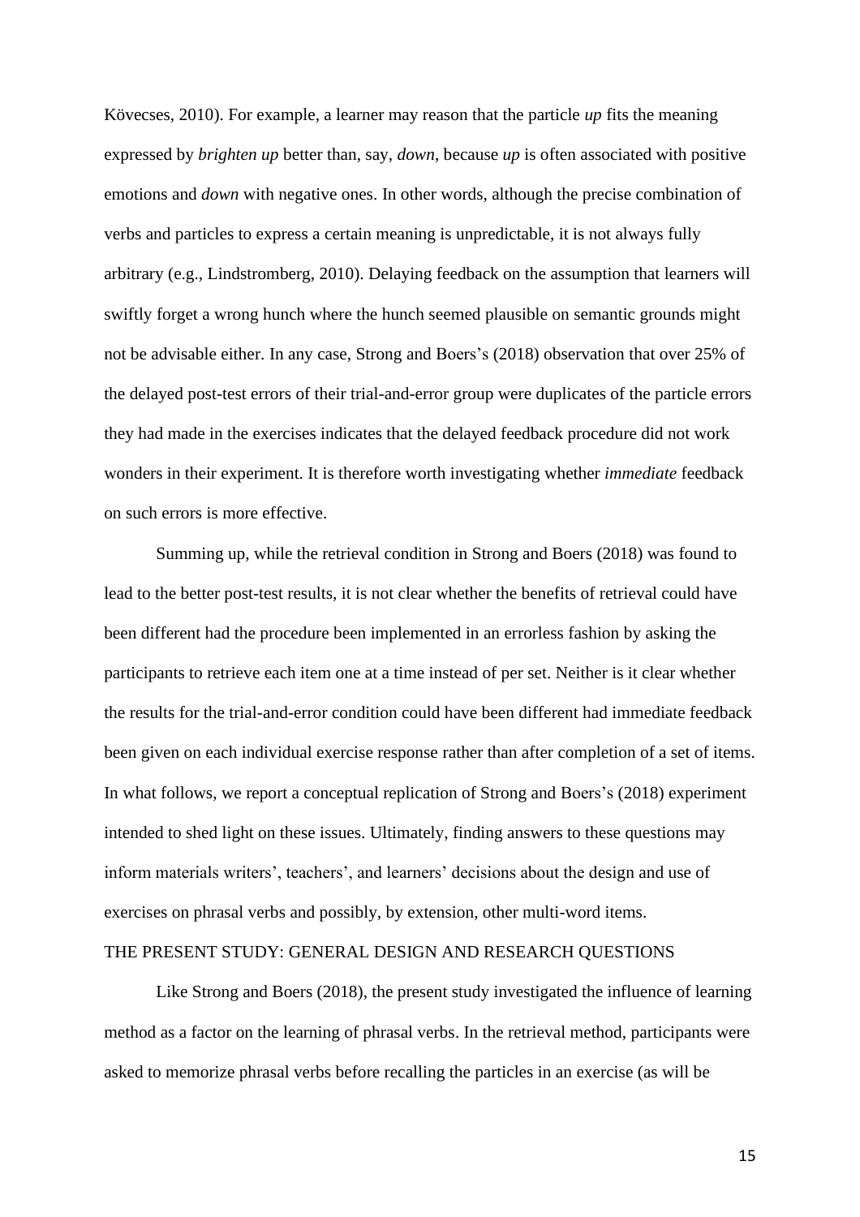Kövecses, 2010). For example, a learner may reason that the particle *up* fits the meaning expressed by *brighten up* better than, say, *down*, because *up* is often associated with positive emotions and *down* with negative ones. In other words, although the precise combination of verbs and particles to express a certain meaning is unpredictable, it is not always fully arbitrary (e.g., Lindstromberg, 2010). Delaying feedback on the assumption that learners will swiftly forget a wrong hunch where the hunch seemed plausible on semantic grounds might not be advisable either. In any case, Strong and Boers's (2018) observation that over 25% of the delayed post-test errors of their trial-and-error group were duplicates of the particle errors they had made in the exercises indicates that the delayed feedback procedure did not work wonders in their experiment. It is therefore worth investigating whether *immediate* feedback on such errors is more effective.

Summing up, while the retrieval condition in Strong and Boers (2018) was found to lead to the better post-test results, it is not clear whether the benefits of retrieval could have been different had the procedure been implemented in an errorless fashion by asking the participants to retrieve each item one at a time instead of per set. Neither is it clear whether the results for the trial-and-error condition could have been different had immediate feedback been given on each individual exercise response rather than after completion of a set of items. In what follows, we report a conceptual replication of Strong and Boers's (2018) experiment intended to shed light on these issues. Ultimately, finding answers to these questions may inform materials writers', teachers', and learners' decisions about the design and use of exercises on phrasal verbs and possibly, by extension, other multi-word items.

## THE PRESENT STUDY: GENERAL DESIGN AND RESEARCH QUESTIONS

Like Strong and Boers (2018), the present study investigated the influence of learning method as a factor on the learning of phrasal verbs. In the retrieval method, participants were asked to memorize phrasal verbs before recalling the particles in an exercise (as will be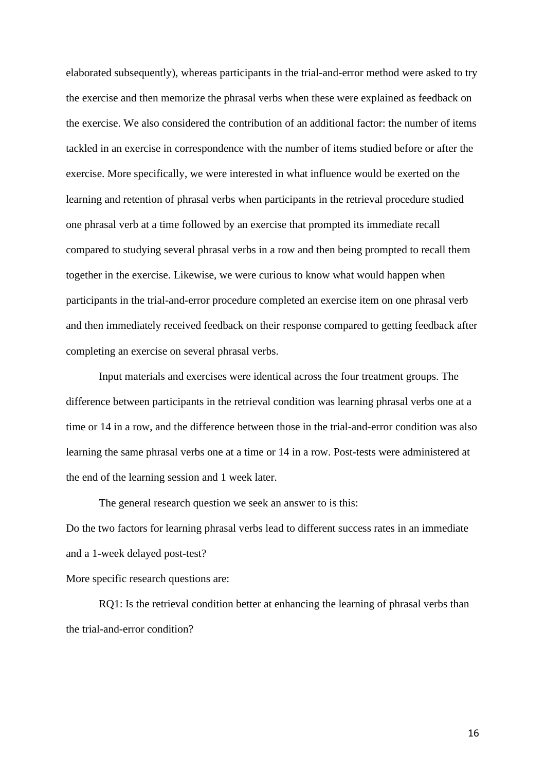elaborated subsequently), whereas participants in the trial-and-error method were asked to try the exercise and then memorize the phrasal verbs when these were explained as feedback on the exercise. We also considered the contribution of an additional factor: the number of items tackled in an exercise in correspondence with the number of items studied before or after the exercise. More specifically, we were interested in what influence would be exerted on the learning and retention of phrasal verbs when participants in the retrieval procedure studied one phrasal verb at a time followed by an exercise that prompted its immediate recall compared to studying several phrasal verbs in a row and then being prompted to recall them together in the exercise. Likewise, we were curious to know what would happen when participants in the trial-and-error procedure completed an exercise item on one phrasal verb and then immediately received feedback on their response compared to getting feedback after completing an exercise on several phrasal verbs.

Input materials and exercises were identical across the four treatment groups. The difference between participants in the retrieval condition was learning phrasal verbs one at a time or 14 in a row, and the difference between those in the trial-and-error condition was also learning the same phrasal verbs one at a time or 14 in a row. Post-tests were administered at the end of the learning session and 1 week later.

The general research question we seek an answer to is this:

Do the two factors for learning phrasal verbs lead to different success rates in an immediate and a 1-week delayed post-test?

More specific research questions are:

RQ1: Is the retrieval condition better at enhancing the learning of phrasal verbs than the trial-and-error condition?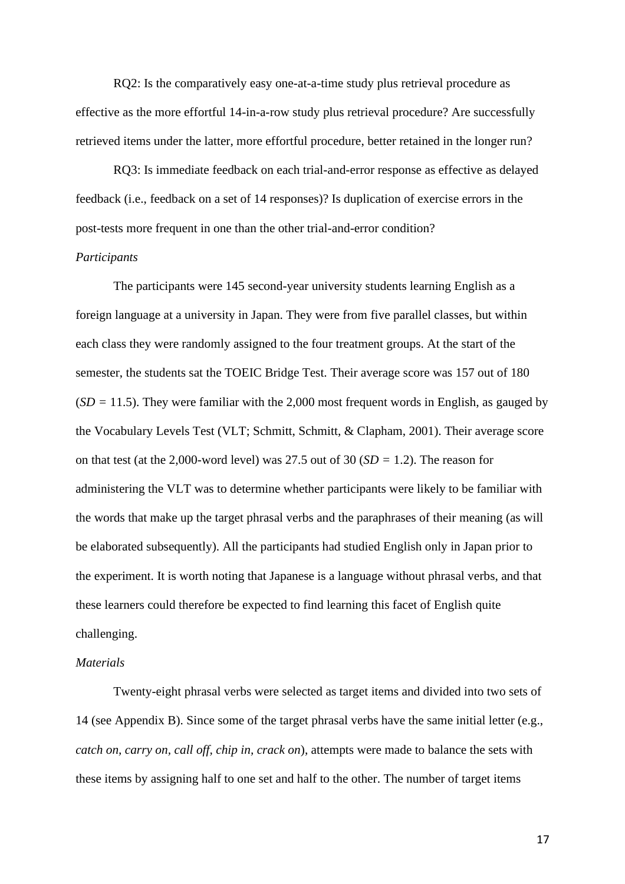RQ2: Is the comparatively easy one-at-a-time study plus retrieval procedure as effective as the more effortful 14-in-a-row study plus retrieval procedure? Are successfully retrieved items under the latter, more effortful procedure, better retained in the longer run?

RQ3: Is immediate feedback on each trial-and-error response as effective as delayed feedback (i.e., feedback on a set of 14 responses)? Is duplication of exercise errors in the post-tests more frequent in one than the other trial-and-error condition?

*Participants*

The participants were 145 second-year university students learning English as a foreign language at a university in Japan. They were from five parallel classes, but within each class they were randomly assigned to the four treatment groups. At the start of the semester, the students sat the TOEIC Bridge Test. Their average score was 157 out of 180 (*SD* = 11.5). They were familiar with the 2,000 most frequent words in English, as gauged by the Vocabulary Levels Test (VLT; Schmitt, Schmitt, & Clapham, 2001). Their average score on that test (at the 2,000-word level) was 27.5 out of 30 (*SD* = 1.2). The reason for administering the VLT was to determine whether participants were likely to be familiar with the words that make up the target phrasal verbs and the paraphrases of their meaning (as will be elaborated subsequently). All the participants had studied English only in Japan prior to the experiment. It is worth noting that Japanese is a language without phrasal verbs, and that these learners could therefore be expected to find learning this facet of English quite challenging.

*Materials*

Twenty-eight phrasal verbs were selected as target items and divided into two sets of 14 (see Appendix B). Since some of the target phrasal verbs have the same initial letter (e.g., *catch on, carry on, call off, chip in, crack on*), attempts were made to balance the sets with these items by assigning half to one set and half to the other. The number of target items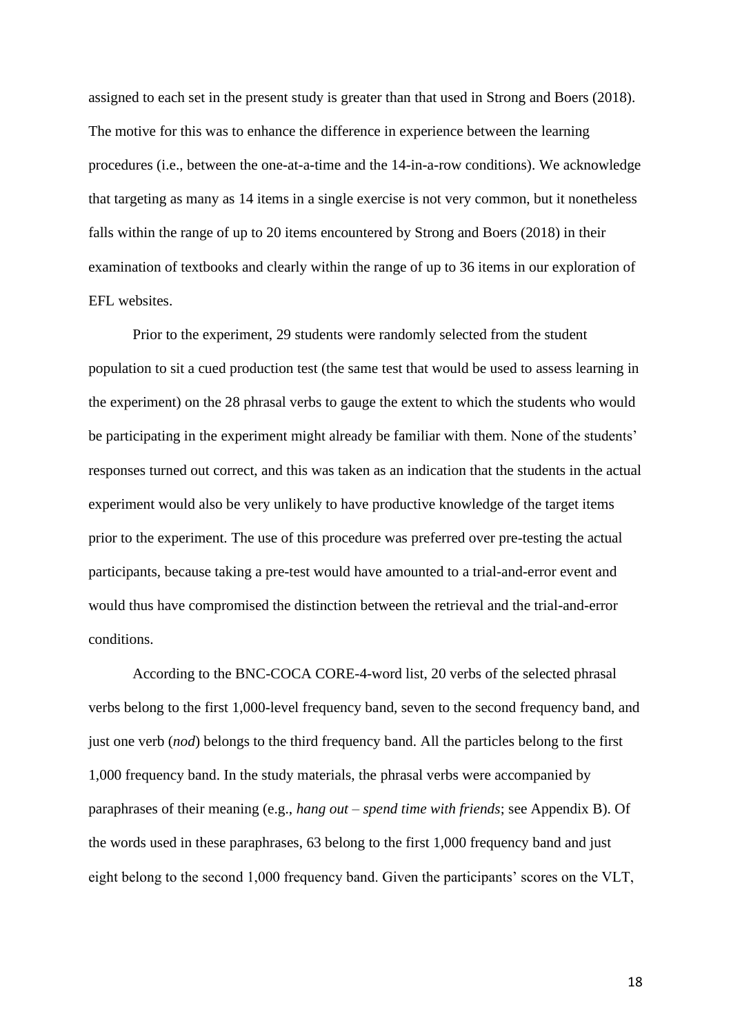assigned to each set in the present study is greater than that used in Strong and Boers (2018). The motive for this was to enhance the difference in experience between the learning procedures (i.e., between the one-at-a-time and the 14-in-a-row conditions). We acknowledge that targeting as many as 14 items in a single exercise is not very common, but it nonetheless falls within the range of up to 20 items encountered by Strong and Boers (2018) in their examination of textbooks and clearly within the range of up to 36 items in our exploration of EFL websites.

Prior to the experiment, 29 students were randomly selected from the student population to sit a cued production test (the same test that would be used to assess learning in the experiment) on the 28 phrasal verbs to gauge the extent to which the students who would be participating in the experiment might already be familiar with them. None of the students' responses turned out correct, and this was taken as an indication that the students in the actual experiment would also be very unlikely to have productive knowledge of the target items prior to the experiment. The use of this procedure was preferred over pre-testing the actual participants, because taking a pre-test would have amounted to a trial-and-error event and would thus have compromised the distinction between the retrieval and the trial-and-error conditions.

According to the BNC-COCA CORE-4-word list, 20 verbs of the selected phrasal verbs belong to the first 1,000-level frequency band, seven to the second frequency band, and just one verb (*nod*) belongs to the third frequency band. All the particles belong to the first 1,000 frequency band. In the study materials, the phrasal verbs were accompanied by paraphrases of their meaning (e.g., *hang out – spend time with friends*; see Appendix B). Of the words used in these paraphrases, 63 belong to the first 1,000 frequency band and just eight belong to the second 1,000 frequency band. Given the participants' scores on the VLT,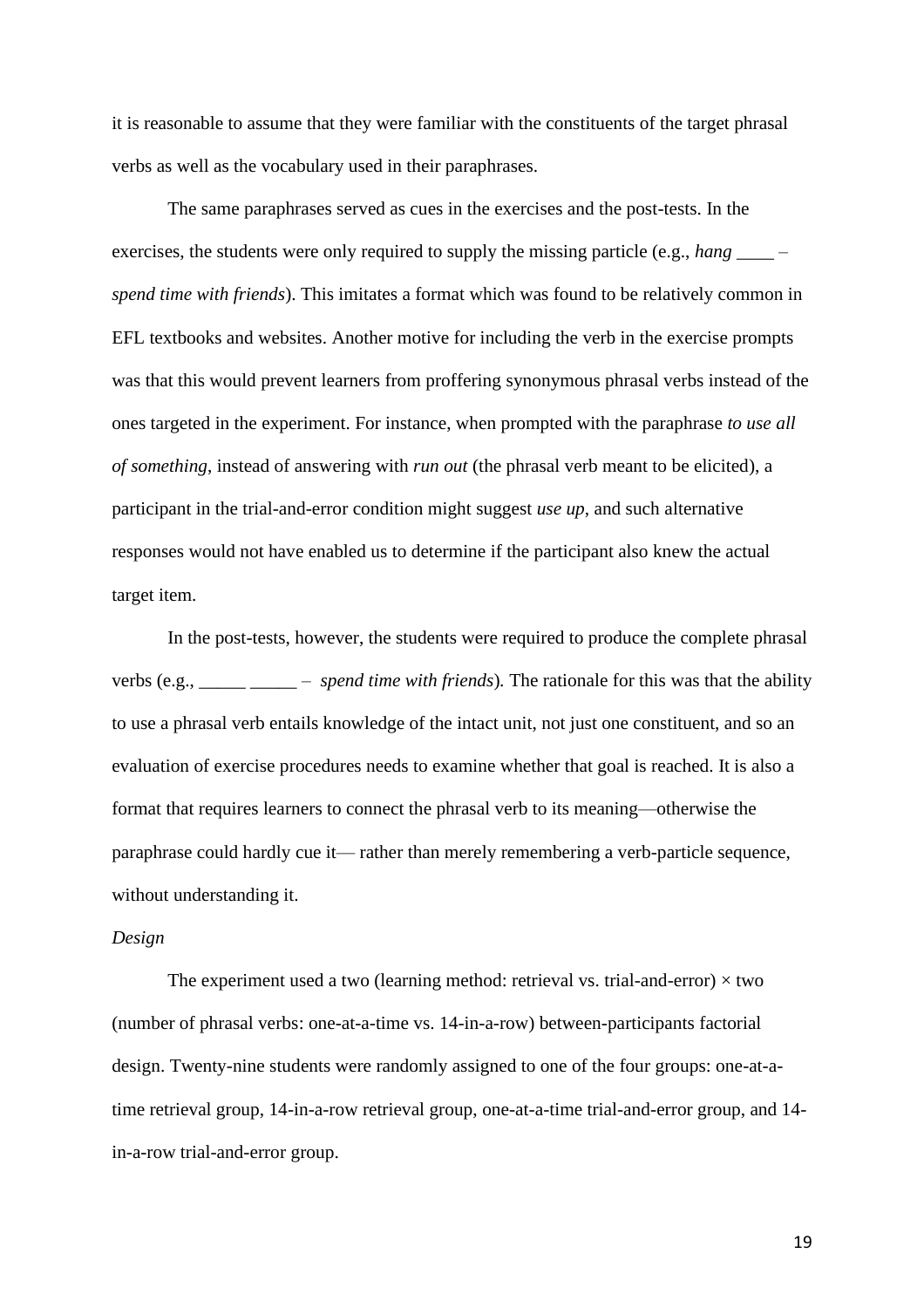it is reasonable to assume that they were familiar with the constituents of the target phrasal verbs as well as the vocabulary used in their paraphrases.

The same paraphrases served as cues in the exercises and the post-tests. In the exercises, the students were only required to supply the missing particle (e.g., *hang* ____ – *spend time with friends*). This imitates a format which was found to be relatively common in EFL textbooks and websites. Another motive for including the verb in the exercise prompts was that this would prevent learners from proffering synonymous phrasal verbs instead of the ones targeted in the experiment. For instance, when prompted with the paraphrase *to use all of something*, instead of answering with *run out* (the phrasal verb meant to be elicited), a participant in the trial-and-error condition might suggest *use up*, and such alternative responses would not have enabled us to determine if the participant also knew the actual target item.

In the post-tests, however, the students were required to produce the complete phrasal verbs (e.g., _____ _____ – *spend time with friends*). The rationale for this was that the ability to use a phrasal verb entails knowledge of the intact unit, not just one constituent, and so an evaluation of exercise procedures needs to examine whether that goal is reached. It is also a format that requires learners to connect the phrasal verb to its meaning—otherwise the paraphrase could hardly cue it— rather than merely remembering a verb-particle sequence, without understanding it.

*Design*

The experiment used a two (learning method: retrieval vs. trial-and-error) × two (number of phrasal verbs: one-at-a-time vs. 14-in-a-row) between-participants factorial design. Twenty-nine students were randomly assigned to one of the four groups: one-at-a-time retrieval group, 14-in-a-row retrieval group, one-at-a-time trial-and-error group, and 14-in-a-row trial-and-error group.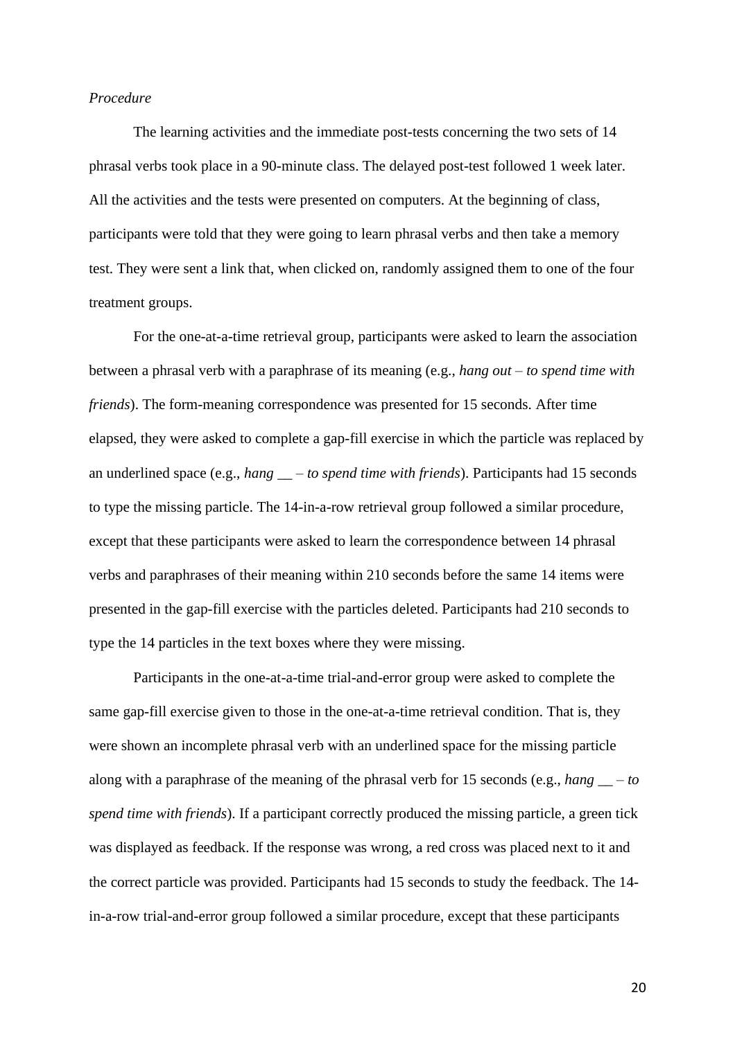*Procedure*

The learning activities and the immediate post-tests concerning the two sets of 14 phrasal verbs took place in a 90-minute class. The delayed post-test followed 1 week later. All the activities and the tests were presented on computers. At the beginning of class, participants were told that they were going to learn phrasal verbs and then take a memory test. They were sent a link that, when clicked on, randomly assigned them to one of the four treatment groups.

For the one-at-a-time retrieval group, participants were asked to learn the association between a phrasal verb with a paraphrase of its meaning (e.g., *hang out* – *to spend time with friends*). The form-meaning correspondence was presented for 15 seconds. After time elapsed, they were asked to complete a gap-fill exercise in which the particle was replaced by an underlined space (e.g., *hang __* – *to spend time with friends*). Participants had 15 seconds to type the missing particle. The 14-in-a-row retrieval group followed a similar procedure, except that these participants were asked to learn the correspondence between 14 phrasal verbs and paraphrases of their meaning within 210 seconds before the same 14 items were presented in the gap-fill exercise with the particles deleted. Participants had 210 seconds to type the 14 particles in the text boxes where they were missing.

Participants in the one-at-a-time trial-and-error group were asked to complete the same gap-fill exercise given to those in the one-at-a-time retrieval condition. That is, they were shown an incomplete phrasal verb with an underlined space for the missing particle along with a paraphrase of the meaning of the phrasal verb for 15 seconds (e.g., *hang __* – *to spend time with friends*). If a participant correctly produced the missing particle, a green tick was displayed as feedback. If the response was wrong, a red cross was placed next to it and the correct particle was provided. Participants had 15 seconds to study the feedback. The 14-in-a-row trial-and-error group followed a similar procedure, except that these participants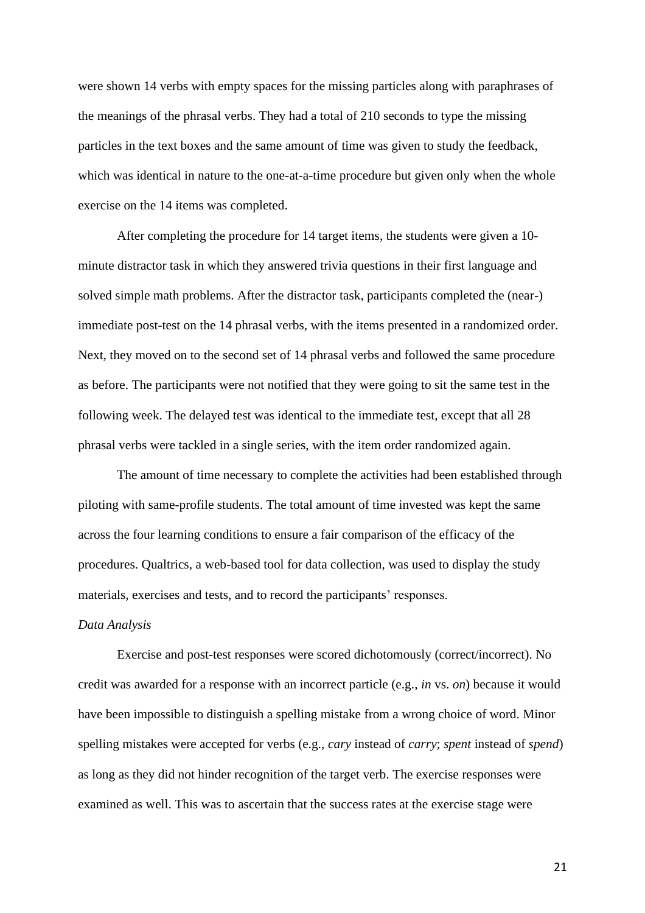were shown 14 verbs with empty spaces for the missing particles along with paraphrases of the meanings of the phrasal verbs. They had a total of 210 seconds to type the missing particles in the text boxes and the same amount of time was given to study the feedback, which was identical in nature to the one-at-a-time procedure but given only when the whole exercise on the 14 items was completed.

After completing the procedure for 14 target items, the students were given a 10-minute distractor task in which they answered trivia questions in their first language and solved simple math problems. After the distractor task, participants completed the (near-) immediate post-test on the 14 phrasal verbs, with the items presented in a randomized order. Next, they moved on to the second set of 14 phrasal verbs and followed the same procedure as before. The participants were not notified that they were going to sit the same test in the following week. The delayed test was identical to the immediate test, except that all 28 phrasal verbs were tackled in a single series, with the item order randomized again.

The amount of time necessary to complete the activities had been established through piloting with same-profile students. The total amount of time invested was kept the same across the four learning conditions to ensure a fair comparison of the efficacy of the procedures. Qualtrics, a web-based tool for data collection, was used to display the study materials, exercises and tests, and to record the participants' responses.

*Data Analysis*

Exercise and post-test responses were scored dichotomously (correct/incorrect). No credit was awarded for a response with an incorrect particle (e.g., *in* vs. *on*) because it would have been impossible to distinguish a spelling mistake from a wrong choice of word. Minor spelling mistakes were accepted for verbs (e.g., *cary* instead of *carry*; *spent* instead of *spend*) as long as they did not hinder recognition of the target verb. The exercise responses were examined as well. This was to ascertain that the success rates at the exercise stage were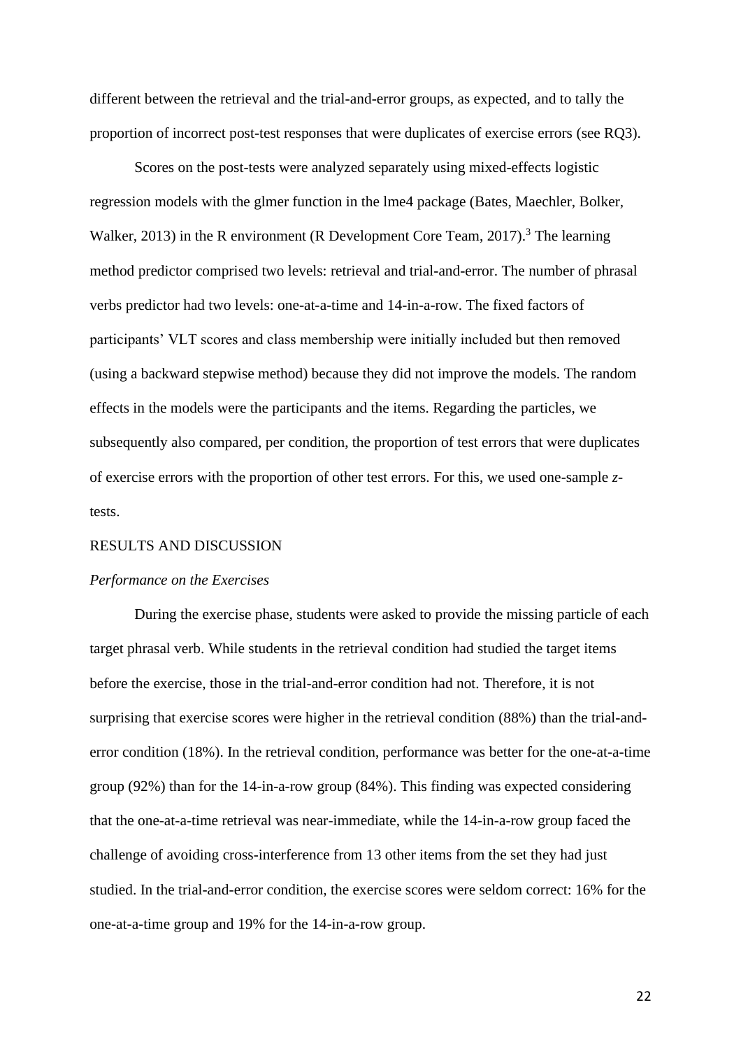different between the retrieval and the trial-and-error groups, as expected, and to tally the proportion of incorrect post-test responses that were duplicates of exercise errors (see RQ3).

Scores on the post-tests were analyzed separately using mixed-effects logistic regression models with the glmer function in the lme4 package (Bates, Maechler, Bolker, Walker, 2013) in the R environment (R Development Core Team, 2017).[3] The learning method predictor comprised two levels: retrieval and trial-and-error. The number of phrasal verbs predictor had two levels: one-at-a-time and 14-in-a-row. The fixed factors of participants' VLT scores and class membership were initially included but then removed (using a backward stepwise method) because they did not improve the models. The random effects in the models were the participants and the items. Regarding the particles, we subsequently also compared, per condition, the proportion of test errors that were duplicates of exercise errors with the proportion of other test errors. For this, we used one-sample *z*-tests.

## RESULTS AND DISCUSSION

### *Performance on the Exercises*

During the exercise phase, students were asked to provide the missing particle of each target phrasal verb. While students in the retrieval condition had studied the target items before the exercise, those in the trial-and-error condition had not. Therefore, it is not surprising that exercise scores were higher in the retrieval condition (88%) than the trial-and-error condition (18%). In the retrieval condition, performance was better for the one-at-a-time group (92%) than for the 14-in-a-row group (84%). This finding was expected considering that the one-at-a-time retrieval was near-immediate, while the 14-in-a-row group faced the challenge of avoiding cross-interference from 13 other items from the set they had just studied. In the trial-and-error condition, the exercise scores were seldom correct: 16% for the one-at-a-time group and 19% for the 14-in-a-row group.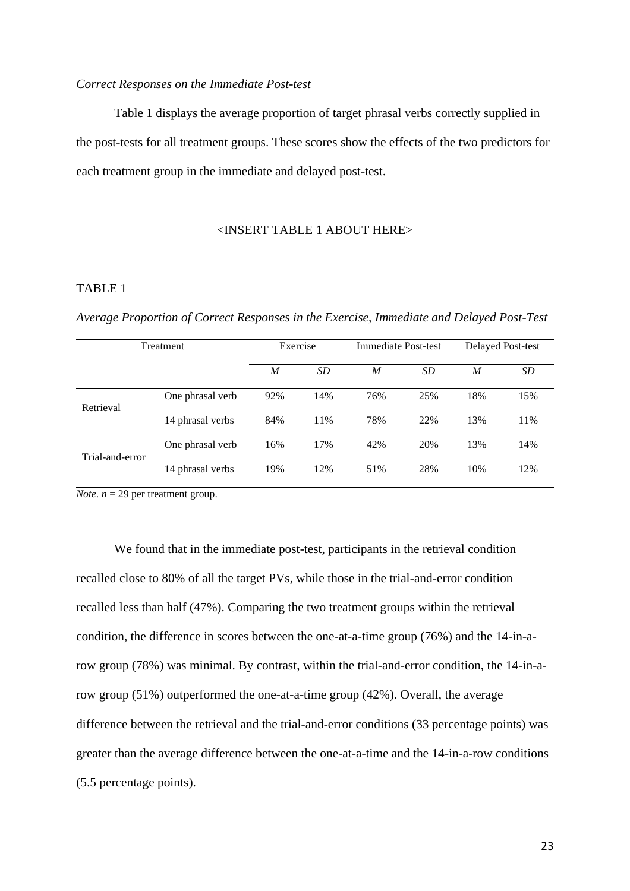*Correct Responses on the Immediate Post-test*

Table 1 displays the average proportion of target phrasal verbs correctly supplied in the post-tests for all treatment groups. These scores show the effects of the two predictors for each treatment group in the immediate and delayed post-test.

<INSERT TABLE 1 ABOUT HERE>

TABLE 1

*Average Proportion of Correct Responses in the Exercise, Immediate and Delayed Post-Test*

| Treatment | | Exercise | | Immediate Post-test | | Delayed Post-test | |
|---|---|---|---|---|---|---|---|
| | | *M* | *SD* | *M* | *SD* | *M* | *SD* |
| Retrieval | One phrasal verb | 92% | 14% | 76% | 25% | 18% | 15% |
| | 14 phrasal verbs | 84% | 11% | 78% | 22% | 13% | 11% |
| Trial-and-error | One phrasal verb | 16% | 17% | 42% | 20% | 13% | 14% |
| | 14 phrasal verbs | 19% | 12% | 51% | 28% | 10% | 12% |

*Note*. $n = 29$ per treatment group.

We found that in the immediate post-test, participants in the retrieval condition recalled close to 80% of all the target PVs, while those in the trial-and-error condition recalled less than half (47%). Comparing the two treatment groups within the retrieval condition, the difference in scores between the one-at-a-time group (76%) and the 14-in-a-row group (78%) was minimal. By contrast, within the trial-and-error condition, the 14-in-a-row group (51%) outperformed the one-at-a-time group (42%). Overall, the average difference between the retrieval and the trial-and-error conditions (33 percentage points) was greater than the average difference between the one-at-a-time and the 14-in-a-row conditions (5.5 percentage points).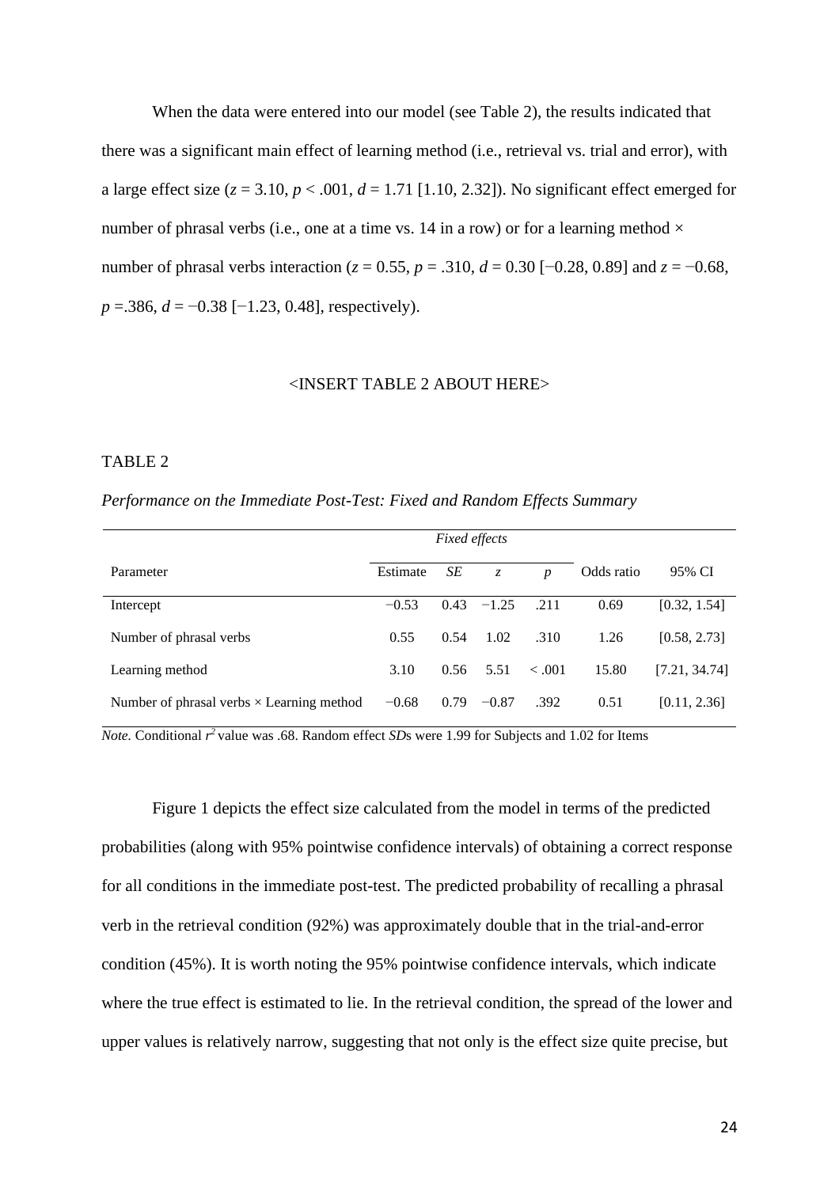When the data were entered into our model (see Table 2), the results indicated that there was a significant main effect of learning method (i.e., retrieval vs. trial and error), with a large effect size ($z = 3.10$, $p < .001$, $d = 1.71$ [1.10, 2.32]). No significant effect emerged for number of phrasal verbs (i.e., one at a time vs. 14 in a row) or for a learning method × number of phrasal verbs interaction ($z = 0.55$, $p = .310$, $d = 0.30$ [−0.28, 0.89] and $z = -0.68$, $p = .386$, $d = -0.38$ [−1.23, 0.48], respectively).

<INSERT TABLE 2 ABOUT HERE>

TABLE 2

*Performance on the Immediate Post-Test: Fixed and Random Effects Summary*

| | *Fixed effects* | | | | | |
|---|---|---|---|---|---|---|
| Parameter | Estimate | *SE* | *z* | *p* | Odds ratio | 95% CI |
| Intercept | −0.53 | 0.43 | −1.25 | .211 | 0.69 | [0.32, 1.54] |
| Number of phrasal verbs | 0.55 | 0.54 | 1.02 | .310 | 1.26 | [0.58, 2.73] |
| Learning method | 3.10 | 0.56 | 5.51 | < .001 | 15.80 | [7.21, 34.74] |
| Number of phrasal verbs × Learning method | −0.68 | 0.79 | −0.87 | .392 | 0.51 | [0.11, 2.36] |

*Note.* Conditional $r^2$ value was .68. Random effect *SD*s were 1.99 for Subjects and 1.02 for Items

Figure 1 depicts the effect size calculated from the model in terms of the predicted probabilities (along with 95% pointwise confidence intervals) of obtaining a correct response for all conditions in the immediate post-test. The predicted probability of recalling a phrasal verb in the retrieval condition (92%) was approximately double that in the trial-and-error condition (45%). It is worth noting the 95% pointwise confidence intervals, which indicate where the true effect is estimated to lie. In the retrieval condition, the spread of the lower and upper values is relatively narrow, suggesting that not only is the effect size quite precise, but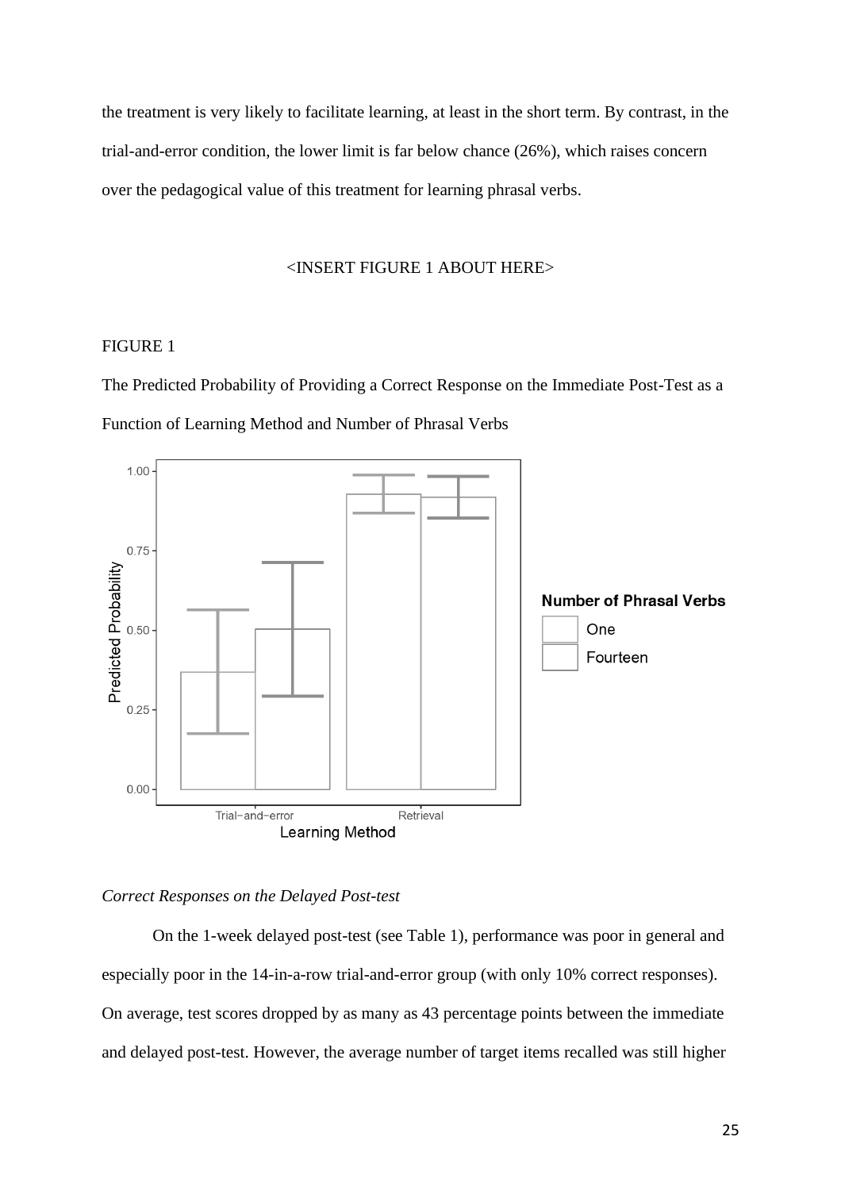the treatment is very likely to facilitate learning, at least in the short term. By contrast, in the trial-and-error condition, the lower limit is far below chance (26%), which raises concern over the pedagogical value of this treatment for learning phrasal verbs.

<INSERT FIGURE 1 ABOUT HERE>

FIGURE 1

The Predicted Probability of Providing a Correct Response on the Immediate Post-Test as a Function of Learning Method and Number of Phrasal Verbs

*Correct Responses on the Delayed Post-test*

On the 1-week delayed post-test (see Table 1), performance was poor in general and especially poor in the 14-in-a-row trial-and-error group (with only 10% correct responses). On average, test scores dropped by as many as 43 percentage points between the immediate and delayed post-test. However, the average number of target items recalled was still higher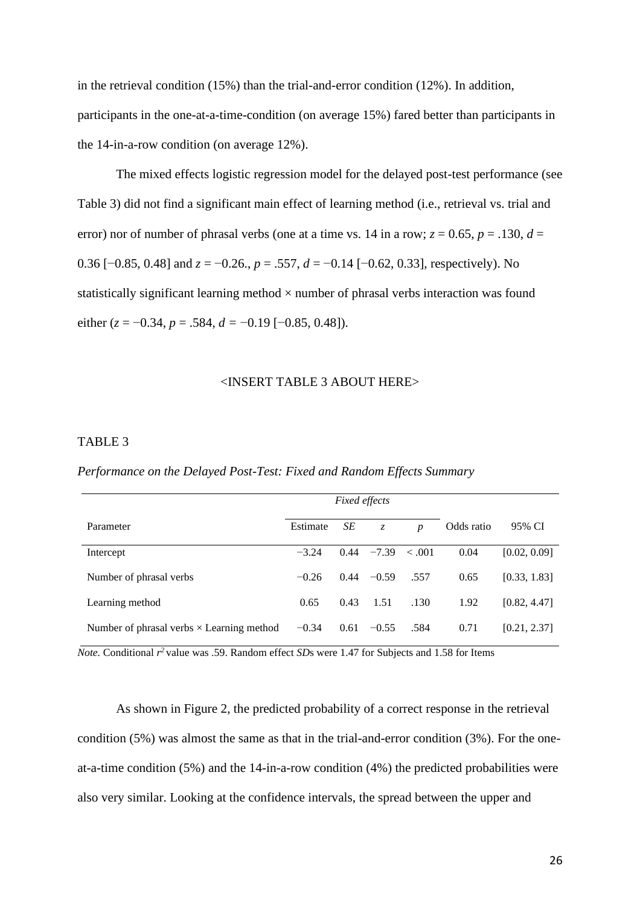in the retrieval condition (15%) than the trial-and-error condition (12%). In addition, participants in the one-at-a-time-condition (on average 15%) fared better than participants in the 14-in-a-row condition (on average 12%).

The mixed effects logistic regression model for the delayed post-test performance (see Table 3) did not find a significant main effect of learning method (i.e., retrieval vs. trial and error) nor of number of phrasal verbs (one at a time vs. 14 in a row; $z = 0.65$, $p = .130$, $d =$ 0.36 [−0.85, 0.48] and $z = -0.26$., $p = .557$, $d = -0.14$ [−0.62, 0.33], respectively). No statistically significant learning method × number of phrasal verbs interaction was found either ($z = -0.34$, $p = .584$, $d = -0.19$ [−0.85, 0.48]).

<INSERT TABLE 3 ABOUT HERE>

TABLE 3

*Performance on the Delayed Post-Test: Fixed and Random Effects Summary*

| | *Fixed effects* | | | | | |
|---|---|---|---|---|---|---|
| Parameter | Estimate | *SE* | *z* | *p* | Odds ratio | 95% CI |
| Intercept | −3.24 | 0.44 | −7.39 | < .001 | 0.04 | [0.02, 0.09] |
| Number of phrasal verbs | −0.26 | 0.44 | −0.59 | .557 | 0.65 | [0.33, 1.83] |
| Learning method | 0.65 | 0.43 | 1.51 | .130 | 1.92 | [0.82, 4.47] |
| Number of phrasal verbs × Learning method | −0.34 | 0.61 | −0.55 | .584 | 0.71 | [0.21, 2.37] |

*Note.* Conditional $r^2$ value was .59. Random effect *SD*s were 1.47 for Subjects and 1.58 for Items

As shown in Figure 2, the predicted probability of a correct response in the retrieval condition (5%) was almost the same as that in the trial-and-error condition (3%). For the one-at-a-time condition (5%) and the 14-in-a-row condition (4%) the predicted probabilities were also very similar. Looking at the confidence intervals, the spread between the upper and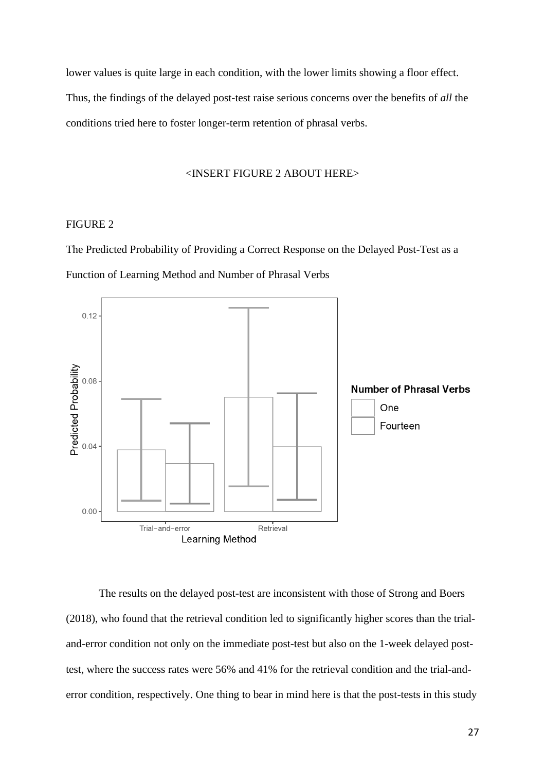lower values is quite large in each condition, with the lower limits showing a floor effect. Thus, the findings of the delayed post-test raise serious concerns over the benefits of *all* the conditions tried here to foster longer-term retention of phrasal verbs.

<INSERT FIGURE 2 ABOUT HERE>

FIGURE 2

The Predicted Probability of Providing a Correct Response on the Delayed Post-Test as a Function of Learning Method and Number of Phrasal Verbs

The results on the delayed post-test are inconsistent with those of Strong and Boers (2018), who found that the retrieval condition led to significantly higher scores than the trial-and-error condition not only on the immediate post-test but also on the 1-week delayed post-test, where the success rates were 56% and 41% for the retrieval condition and the trial-and-error condition, respectively. One thing to bear in mind here is that the post-tests in this study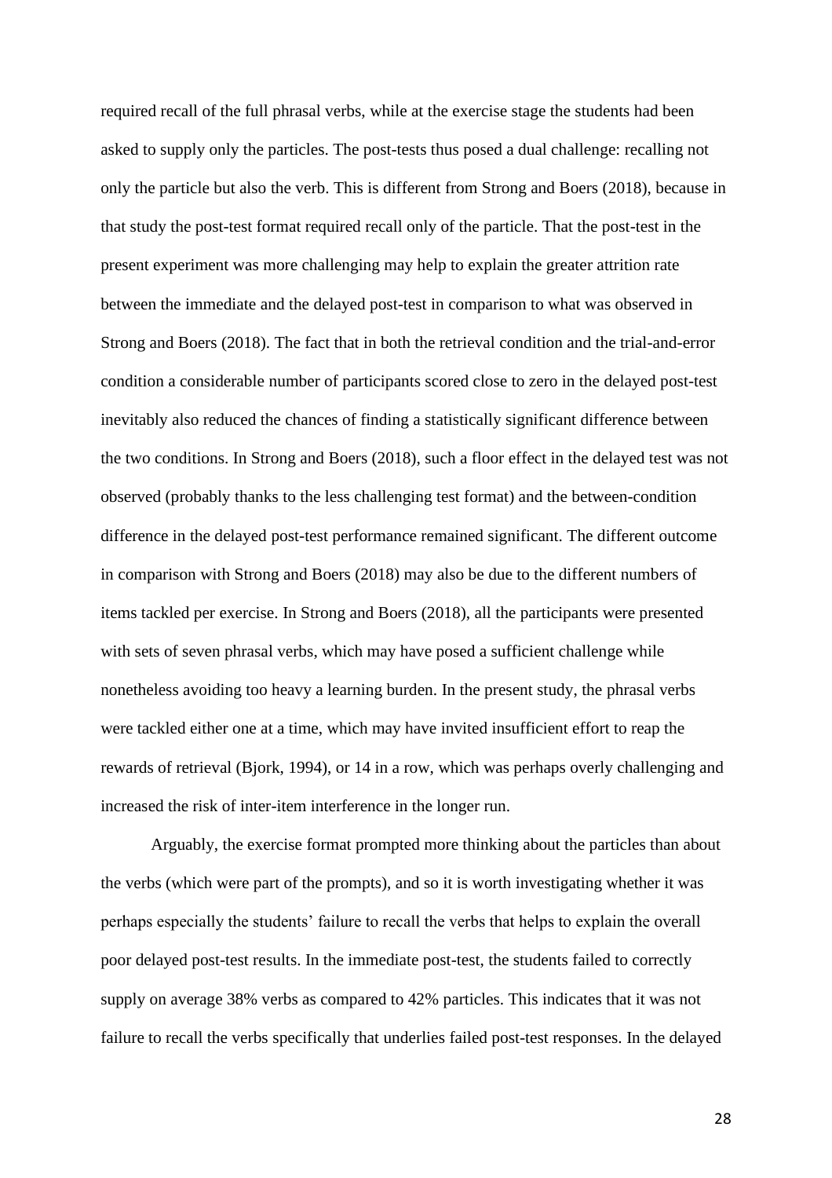required recall of the full phrasal verbs, while at the exercise stage the students had been asked to supply only the particles. The post-tests thus posed a dual challenge: recalling not only the particle but also the verb. This is different from Strong and Boers (2018), because in that study the post-test format required recall only of the particle. That the post-test in the present experiment was more challenging may help to explain the greater attrition rate between the immediate and the delayed post-test in comparison to what was observed in Strong and Boers (2018). The fact that in both the retrieval condition and the trial-and-error condition a considerable number of participants scored close to zero in the delayed post-test inevitably also reduced the chances of finding a statistically significant difference between the two conditions. In Strong and Boers (2018), such a floor effect in the delayed test was not observed (probably thanks to the less challenging test format) and the between-condition difference in the delayed post-test performance remained significant. The different outcome in comparison with Strong and Boers (2018) may also be due to the different numbers of items tackled per exercise. In Strong and Boers (2018), all the participants were presented with sets of seven phrasal verbs, which may have posed a sufficient challenge while nonetheless avoiding too heavy a learning burden. In the present study, the phrasal verbs were tackled either one at a time, which may have invited insufficient effort to reap the rewards of retrieval (Bjork, 1994), or 14 in a row, which was perhaps overly challenging and increased the risk of inter-item interference in the longer run.

Arguably, the exercise format prompted more thinking about the particles than about the verbs (which were part of the prompts), and so it is worth investigating whether it was perhaps especially the students' failure to recall the verbs that helps to explain the overall poor delayed post-test results. In the immediate post-test, the students failed to correctly supply on average 38% verbs as compared to 42% particles. This indicates that it was not failure to recall the verbs specifically that underlies failed post-test responses. In the delayed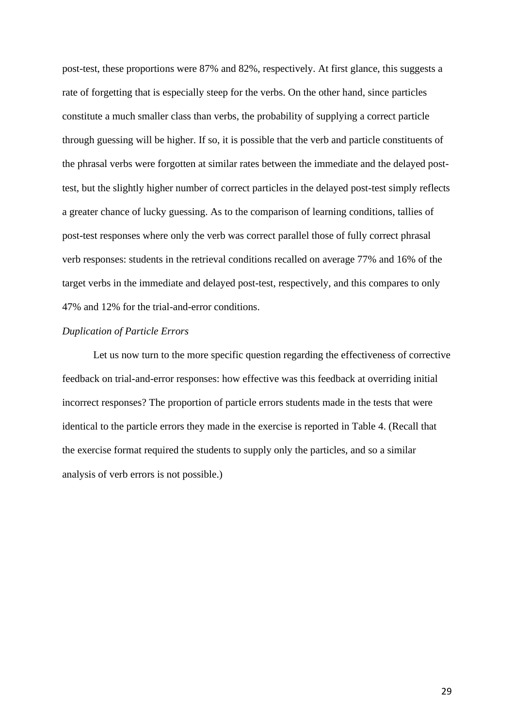post-test, these proportions were 87% and 82%, respectively. At first glance, this suggests a rate of forgetting that is especially steep for the verbs. On the other hand, since particles constitute a much smaller class than verbs, the probability of supplying a correct particle through guessing will be higher. If so, it is possible that the verb and particle constituents of the phrasal verbs were forgotten at similar rates between the immediate and the delayed post-test, but the slightly higher number of correct particles in the delayed post-test simply reflects a greater chance of lucky guessing. As to the comparison of learning conditions, tallies of post-test responses where only the verb was correct parallel those of fully correct phrasal verb responses: students in the retrieval conditions recalled on average 77% and 16% of the target verbs in the immediate and delayed post-test, respectively, and this compares to only 47% and 12% for the trial-and-error conditions.

### *Duplication of Particle Errors*

Let us now turn to the more specific question regarding the effectiveness of corrective feedback on trial-and-error responses: how effective was this feedback at overriding initial incorrect responses? The proportion of particle errors students made in the tests that were identical to the particle errors they made in the exercise is reported in Table 4. (Recall that the exercise format required the students to supply only the particles, and so a similar analysis of verb errors is not possible.)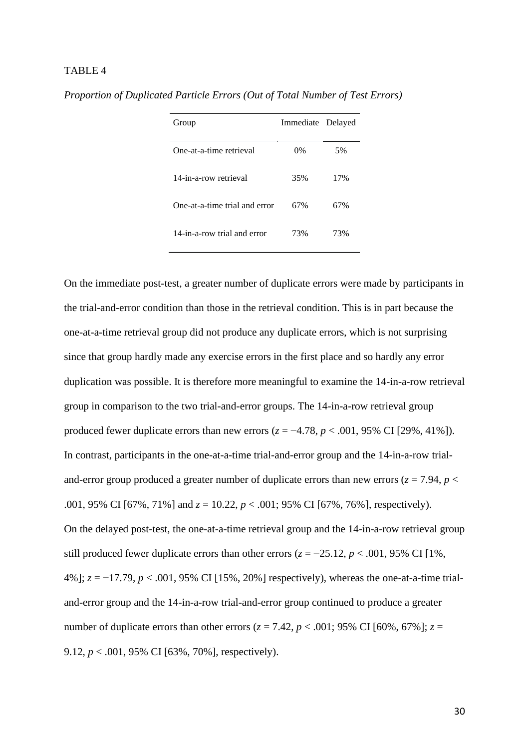TABLE 4

*Proportion of Duplicated Particle Errors (Out of Total Number of Test Errors)*

| Group | Immediate | Delayed |
|---|---|---|
| One-at-a-time retrieval | 0% | 5% |
| 14-in-a-row retrieval | 35% | 17% |
| One-at-a-time trial and error | 67% | 67% |
| 14-in-a-row trial and error | 73% | 73% |

On the immediate post-test, a greater number of duplicate errors were made by participants in the trial-and-error condition than those in the retrieval condition. This is in part because the one-at-a-time retrieval group did not produce any duplicate errors, which is not surprising since that group hardly made any exercise errors in the first place and so hardly any error duplication was possible. It is therefore more meaningful to examine the 14-in-a-row retrieval group in comparison to the two trial-and-error groups. The 14-in-a-row retrieval group produced fewer duplicate errors than new errors ($z = -4.78$, $p < .001$, 95% CI [29%, 41%]). In contrast, participants in the one-at-a-time trial-and-error group and the 14-in-a-row trial-and-error group produced a greater number of duplicate errors than new errors ($z = 7.94$, $p < .001$, 95% CI [67%, 71%] and $z = 10.22$, $p < .001$; 95% CI [67%, 76%], respectively). On the delayed post-test, the one-at-a-time retrieval group and the 14-in-a-row retrieval group still produced fewer duplicate errors than other errors ($z = -25.12$, $p < .001$, 95% CI [1%, 4%]; $z = -17.79$, $p < .001$, 95% CI [15%, 20%] respectively), whereas the one-at-a-time trial-and-error group and the 14-in-a-row trial-and-error group continued to produce a greater number of duplicate errors than other errors ($z = 7.42$, $p < .001$; 95% CI [60%, 67%]; $z = 9.12$, $p < .001$, 95% CI [63%, 70%], respectively).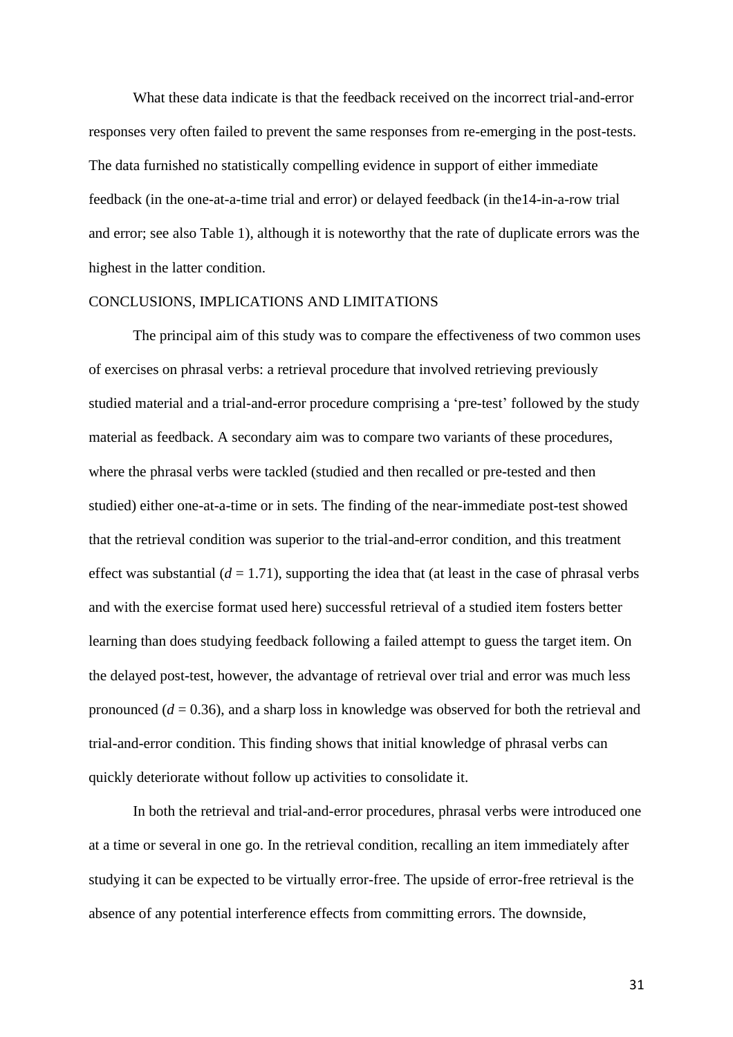What these data indicate is that the feedback received on the incorrect trial-and-error responses very often failed to prevent the same responses from re-emerging in the post-tests. The data furnished no statistically compelling evidence in support of either immediate feedback (in the one-at-a-time trial and error) or delayed feedback (in the14-in-a-row trial and error; see also Table 1), although it is noteworthy that the rate of duplicate errors was the highest in the latter condition.

## CONCLUSIONS, IMPLICATIONS AND LIMITATIONS

The principal aim of this study was to compare the effectiveness of two common uses of exercises on phrasal verbs: a retrieval procedure that involved retrieving previously studied material and a trial-and-error procedure comprising a 'pre-test' followed by the study material as feedback. A secondary aim was to compare two variants of these procedures, where the phrasal verbs were tackled (studied and then recalled or pre-tested and then studied) either one-at-a-time or in sets. The finding of the near-immediate post-test showed that the retrieval condition was superior to the trial-and-error condition, and this treatment effect was substantial ($d = 1.71$), supporting the idea that (at least in the case of phrasal verbs and with the exercise format used here) successful retrieval of a studied item fosters better learning than does studying feedback following a failed attempt to guess the target item. On the delayed post-test, however, the advantage of retrieval over trial and error was much less pronounced ($d = 0.36$), and a sharp loss in knowledge was observed for both the retrieval and trial-and-error condition. This finding shows that initial knowledge of phrasal verbs can quickly deteriorate without follow up activities to consolidate it.

In both the retrieval and trial-and-error procedures, phrasal verbs were introduced one at a time or several in one go. In the retrieval condition, recalling an item immediately after studying it can be expected to be virtually error-free. The upside of error-free retrieval is the absence of any potential interference effects from committing errors. The downside,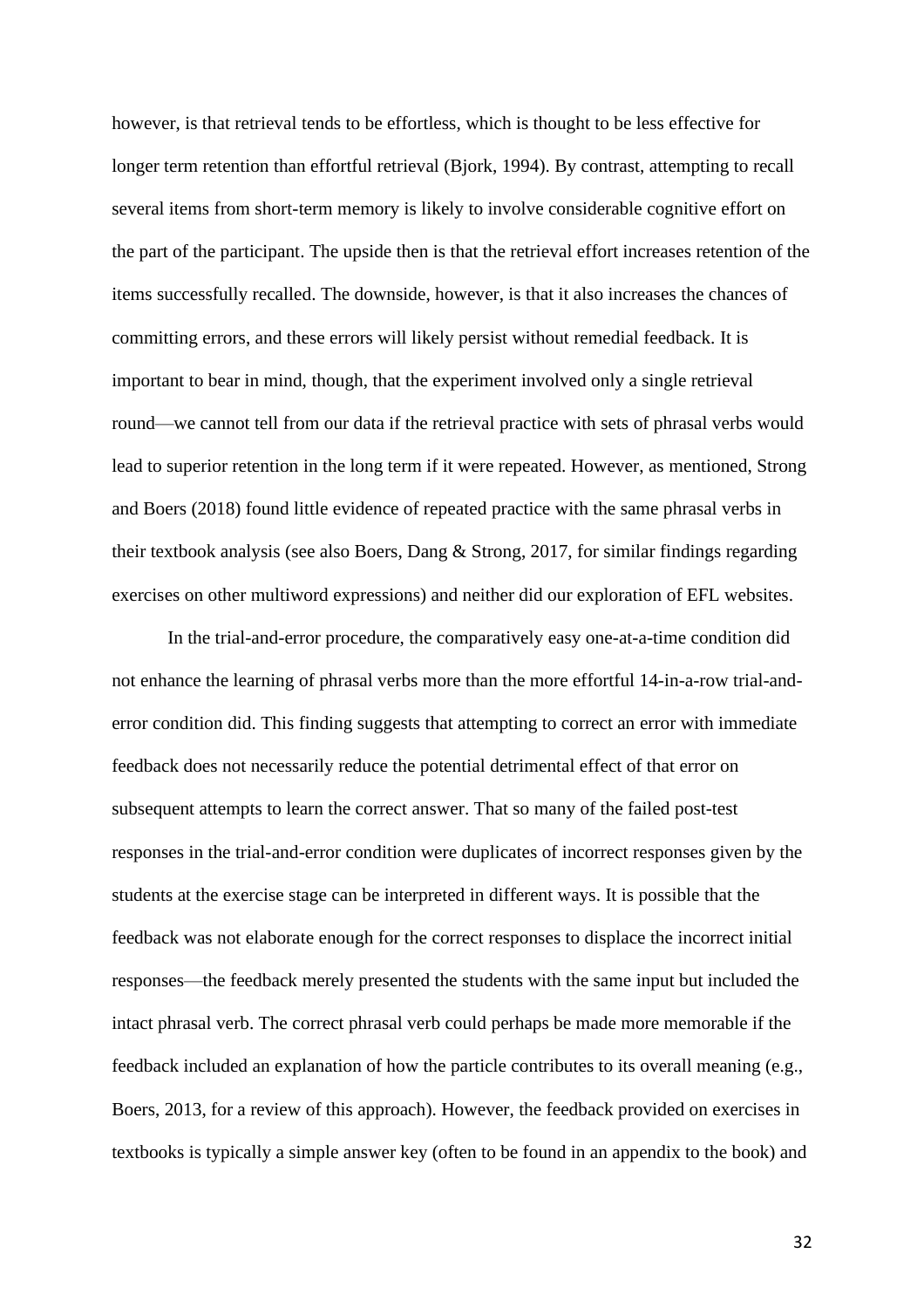however, is that retrieval tends to be effortless, which is thought to be less effective for longer term retention than effortful retrieval (Bjork, 1994). By contrast, attempting to recall several items from short-term memory is likely to involve considerable cognitive effort on the part of the participant. The upside then is that the retrieval effort increases retention of the items successfully recalled. The downside, however, is that it also increases the chances of committing errors, and these errors will likely persist without remedial feedback. It is important to bear in mind, though, that the experiment involved only a single retrieval round—we cannot tell from our data if the retrieval practice with sets of phrasal verbs would lead to superior retention in the long term if it were repeated. However, as mentioned, Strong and Boers (2018) found little evidence of repeated practice with the same phrasal verbs in their textbook analysis (see also Boers, Dang & Strong, 2017, for similar findings regarding exercises on other multiword expressions) and neither did our exploration of EFL websites.

In the trial-and-error procedure, the comparatively easy one-at-a-time condition did not enhance the learning of phrasal verbs more than the more effortful 14-in-a-row trial-and-error condition did. This finding suggests that attempting to correct an error with immediate feedback does not necessarily reduce the potential detrimental effect of that error on subsequent attempts to learn the correct answer. That so many of the failed post-test responses in the trial-and-error condition were duplicates of incorrect responses given by the students at the exercise stage can be interpreted in different ways. It is possible that the feedback was not elaborate enough for the correct responses to displace the incorrect initial responses—the feedback merely presented the students with the same input but included the intact phrasal verb. The correct phrasal verb could perhaps be made more memorable if the feedback included an explanation of how the particle contributes to its overall meaning (e.g., Boers, 2013, for a review of this approach). However, the feedback provided on exercises in textbooks is typically a simple answer key (often to be found in an appendix to the book) and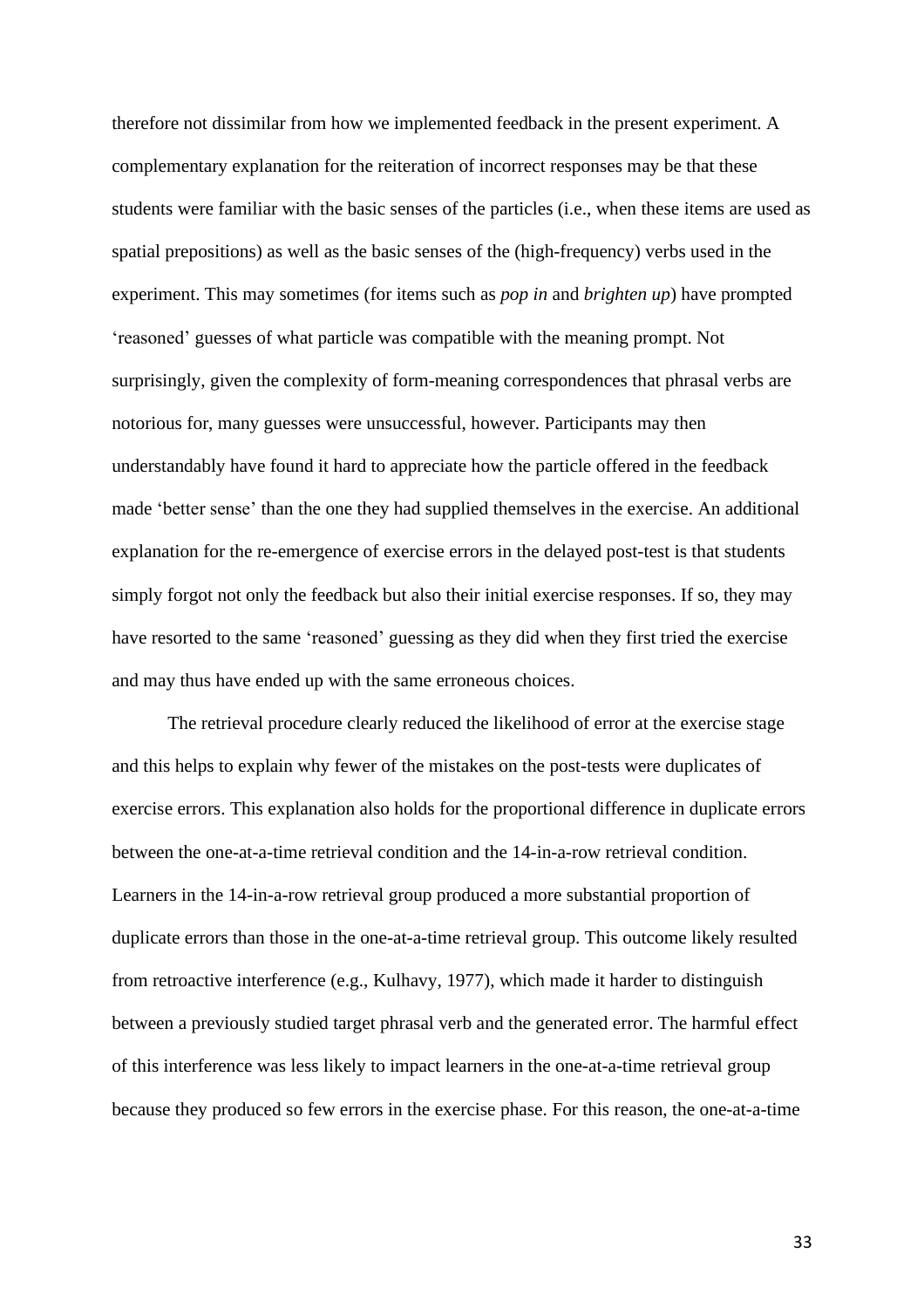therefore not dissimilar from how we implemented feedback in the present experiment. A complementary explanation for the reiteration of incorrect responses may be that these students were familiar with the basic senses of the particles (i.e., when these items are used as spatial prepositions) as well as the basic senses of the (high-frequency) verbs used in the experiment. This may sometimes (for items such as *pop in* and *brighten up*) have prompted 'reasoned' guesses of what particle was compatible with the meaning prompt. Not surprisingly, given the complexity of form-meaning correspondences that phrasal verbs are notorious for, many guesses were unsuccessful, however. Participants may then understandably have found it hard to appreciate how the particle offered in the feedback made 'better sense' than the one they had supplied themselves in the exercise. An additional explanation for the re-emergence of exercise errors in the delayed post-test is that students simply forgot not only the feedback but also their initial exercise responses. If so, they may have resorted to the same 'reasoned' guessing as they did when they first tried the exercise and may thus have ended up with the same erroneous choices.

The retrieval procedure clearly reduced the likelihood of error at the exercise stage and this helps to explain why fewer of the mistakes on the post-tests were duplicates of exercise errors. This explanation also holds for the proportional difference in duplicate errors between the one-at-a-time retrieval condition and the 14-in-a-row retrieval condition. Learners in the 14-in-a-row retrieval group produced a more substantial proportion of duplicate errors than those in the one-at-a-time retrieval group. This outcome likely resulted from retroactive interference (e.g., Kulhavy, 1977), which made it harder to distinguish between a previously studied target phrasal verb and the generated error. The harmful effect of this interference was less likely to impact learners in the one-at-a-time retrieval group because they produced so few errors in the exercise phase. For this reason, the one-at-a-time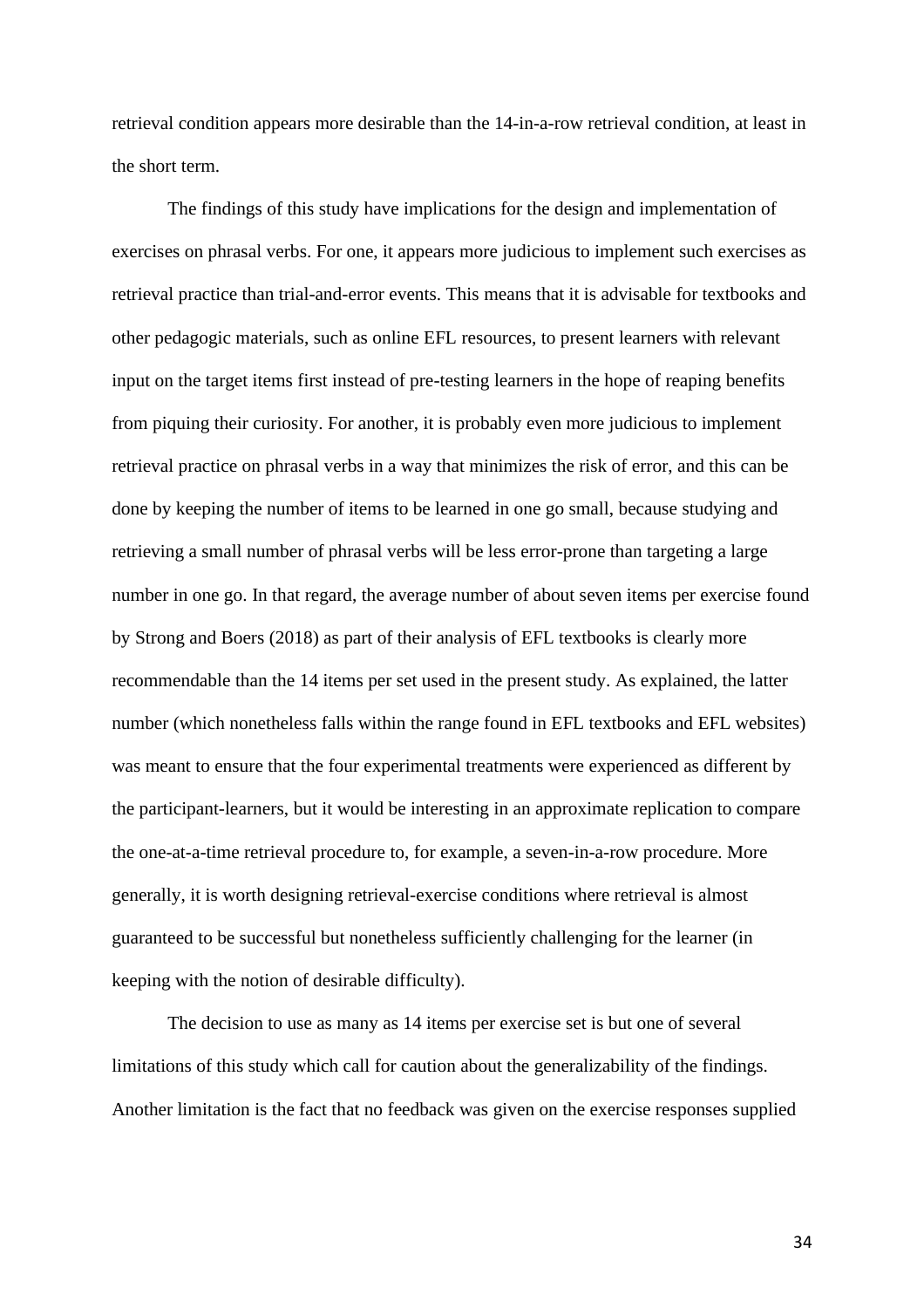retrieval condition appears more desirable than the 14-in-a-row retrieval condition, at least in the short term.

The findings of this study have implications for the design and implementation of exercises on phrasal verbs. For one, it appears more judicious to implement such exercises as retrieval practice than trial-and-error events. This means that it is advisable for textbooks and other pedagogic materials, such as online EFL resources, to present learners with relevant input on the target items first instead of pre-testing learners in the hope of reaping benefits from piquing their curiosity. For another, it is probably even more judicious to implement retrieval practice on phrasal verbs in a way that minimizes the risk of error, and this can be done by keeping the number of items to be learned in one go small, because studying and retrieving a small number of phrasal verbs will be less error-prone than targeting a large number in one go. In that regard, the average number of about seven items per exercise found by Strong and Boers (2018) as part of their analysis of EFL textbooks is clearly more recommendable than the 14 items per set used in the present study. As explained, the latter number (which nonetheless falls within the range found in EFL textbooks and EFL websites) was meant to ensure that the four experimental treatments were experienced as different by the participant-learners, but it would be interesting in an approximate replication to compare the one-at-a-time retrieval procedure to, for example, a seven-in-a-row procedure. More generally, it is worth designing retrieval-exercise conditions where retrieval is almost guaranteed to be successful but nonetheless sufficiently challenging for the learner (in keeping with the notion of desirable difficulty).

The decision to use as many as 14 items per exercise set is but one of several limitations of this study which call for caution about the generalizability of the findings. Another limitation is the fact that no feedback was given on the exercise responses supplied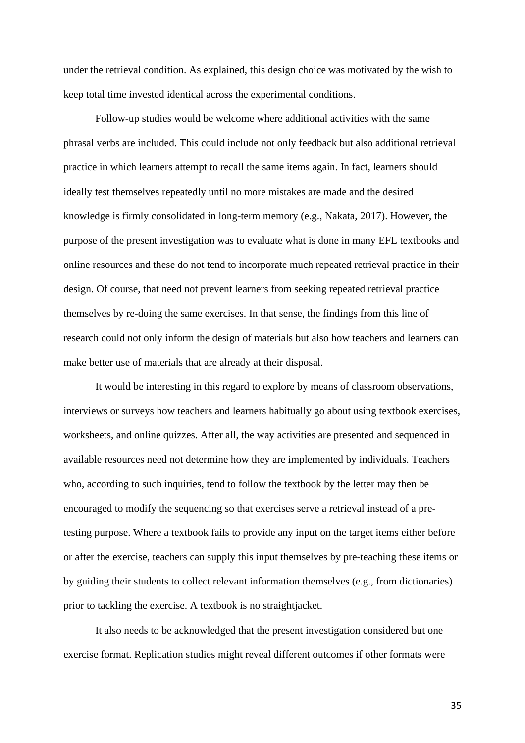under the retrieval condition. As explained, this design choice was motivated by the wish to keep total time invested identical across the experimental conditions.

Follow-up studies would be welcome where additional activities with the same phrasal verbs are included. This could include not only feedback but also additional retrieval practice in which learners attempt to recall the same items again. In fact, learners should ideally test themselves repeatedly until no more mistakes are made and the desired knowledge is firmly consolidated in long-term memory (e.g., Nakata, 2017). However, the purpose of the present investigation was to evaluate what is done in many EFL textbooks and online resources and these do not tend to incorporate much repeated retrieval practice in their design. Of course, that need not prevent learners from seeking repeated retrieval practice themselves by re-doing the same exercises. In that sense, the findings from this line of research could not only inform the design of materials but also how teachers and learners can make better use of materials that are already at their disposal.

It would be interesting in this regard to explore by means of classroom observations, interviews or surveys how teachers and learners habitually go about using textbook exercises, worksheets, and online quizzes. After all, the way activities are presented and sequenced in available resources need not determine how they are implemented by individuals. Teachers who, according to such inquiries, tend to follow the textbook by the letter may then be encouraged to modify the sequencing so that exercises serve a retrieval instead of a pre-testing purpose. Where a textbook fails to provide any input on the target items either before or after the exercise, teachers can supply this input themselves by pre-teaching these items or by guiding their students to collect relevant information themselves (e.g., from dictionaries) prior to tackling the exercise. A textbook is no straightjacket.

It also needs to be acknowledged that the present investigation considered but one exercise format. Replication studies might reveal different outcomes if other formats were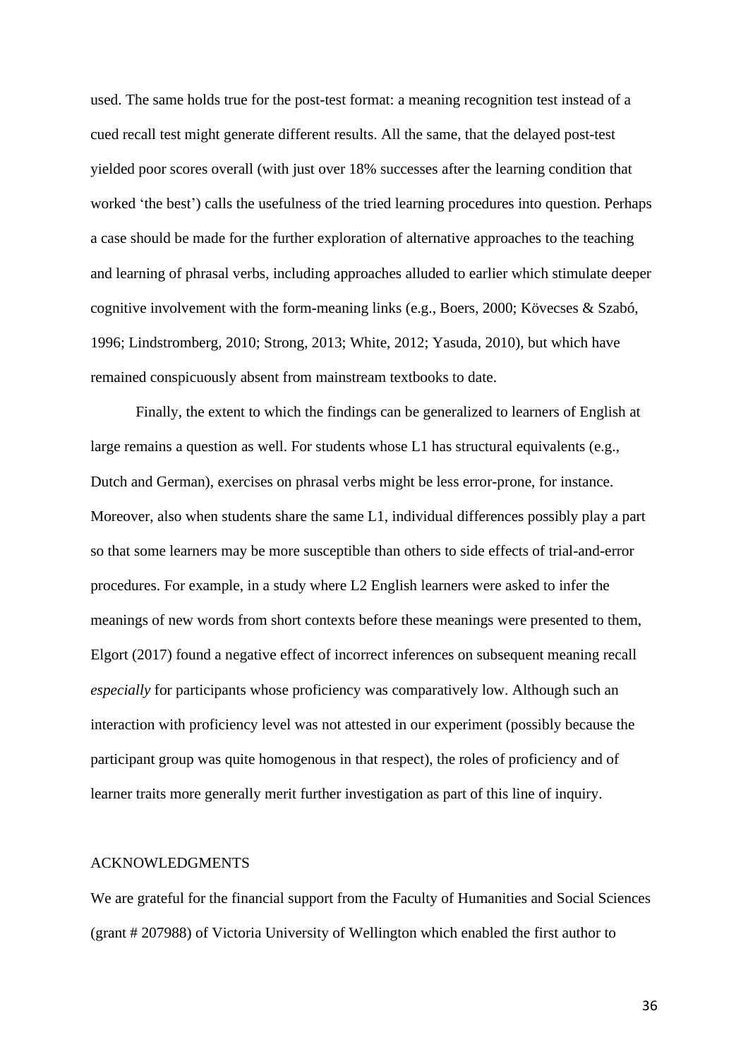used. The same holds true for the post-test format: a meaning recognition test instead of a cued recall test might generate different results. All the same, that the delayed post-test yielded poor scores overall (with just over 18% successes after the learning condition that worked 'the best') calls the usefulness of the tried learning procedures into question. Perhaps a case should be made for the further exploration of alternative approaches to the teaching and learning of phrasal verbs, including approaches alluded to earlier which stimulate deeper cognitive involvement with the form-meaning links (e.g., Boers, 2000; Kövecses & Szabó, 1996; Lindstromberg, 2010; Strong, 2013; White, 2012; Yasuda, 2010), but which have remained conspicuously absent from mainstream textbooks to date.

Finally, the extent to which the findings can be generalized to learners of English at large remains a question as well. For students whose L1 has structural equivalents (e.g., Dutch and German), exercises on phrasal verbs might be less error-prone, for instance. Moreover, also when students share the same L1, individual differences possibly play a part so that some learners may be more susceptible than others to side effects of trial-and-error procedures. For example, in a study where L2 English learners were asked to infer the meanings of new words from short contexts before these meanings were presented to them, Elgort (2017) found a negative effect of incorrect inferences on subsequent meaning recall *especially* for participants whose proficiency was comparatively low. Although such an interaction with proficiency level was not attested in our experiment (possibly because the participant group was quite homogenous in that respect), the roles of proficiency and of learner traits more generally merit further investigation as part of this line of inquiry.

## ACKNOWLEDGMENTS

We are grateful for the financial support from the Faculty of Humanities and Social Sciences (grant # 207988) of Victoria University of Wellington which enabled the first author to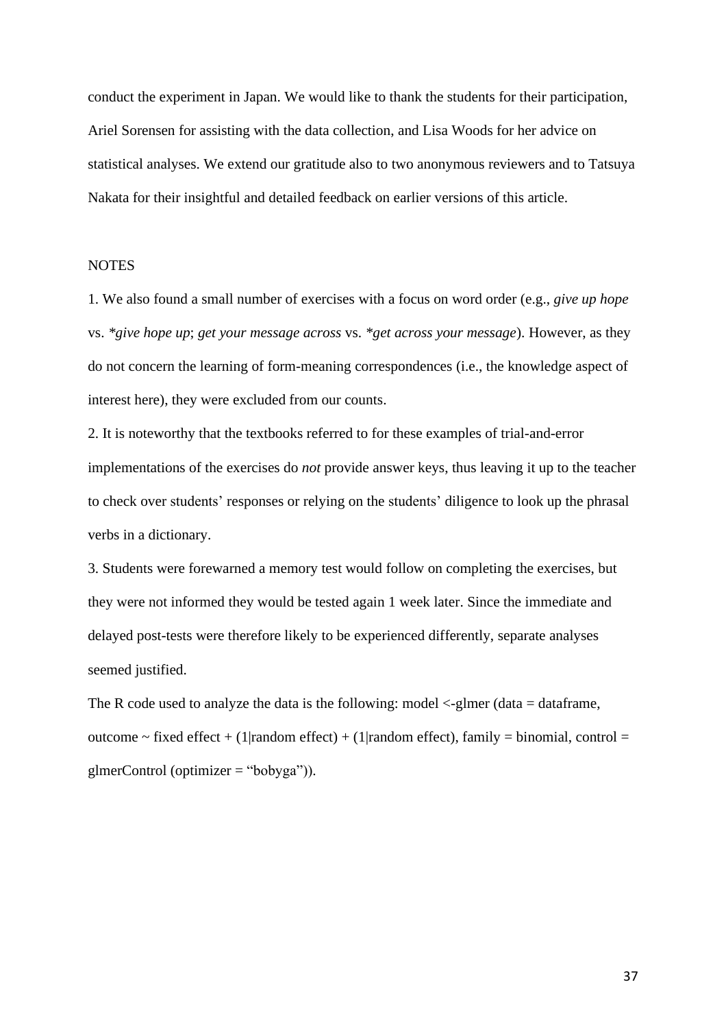conduct the experiment in Japan. We would like to thank the students for their participation, Ariel Sorensen for assisting with the data collection, and Lisa Woods for her advice on statistical analyses. We extend our gratitude also to two anonymous reviewers and to Tatsuya Nakata for their insightful and detailed feedback on earlier versions of this article.

NOTES

1. We also found a small number of exercises with a focus on word order (e.g., *give up hope* vs. *\*give hope up*; *get your message across* vs. *\*get across your message*). However, as they do not concern the learning of form-meaning correspondences (i.e., the knowledge aspect of interest here), they were excluded from our counts.

2. It is noteworthy that the textbooks referred to for these examples of trial-and-error implementations of the exercises do *not* provide answer keys, thus leaving it up to the teacher to check over students' responses or relying on the students' diligence to look up the phrasal verbs in a dictionary.

3. Students were forewarned a memory test would follow on completing the exercises, but they were not informed they would be tested again 1 week later. Since the immediate and delayed post-tests were therefore likely to be experienced differently, separate analyses seemed justified.

The R code used to analyze the data is the following: model <-glmer (data = dataframe, outcome ~ fixed effect + (1|random effect) + (1|random effect), family = binomial, control = glmerControl (optimizer = "bobyga")).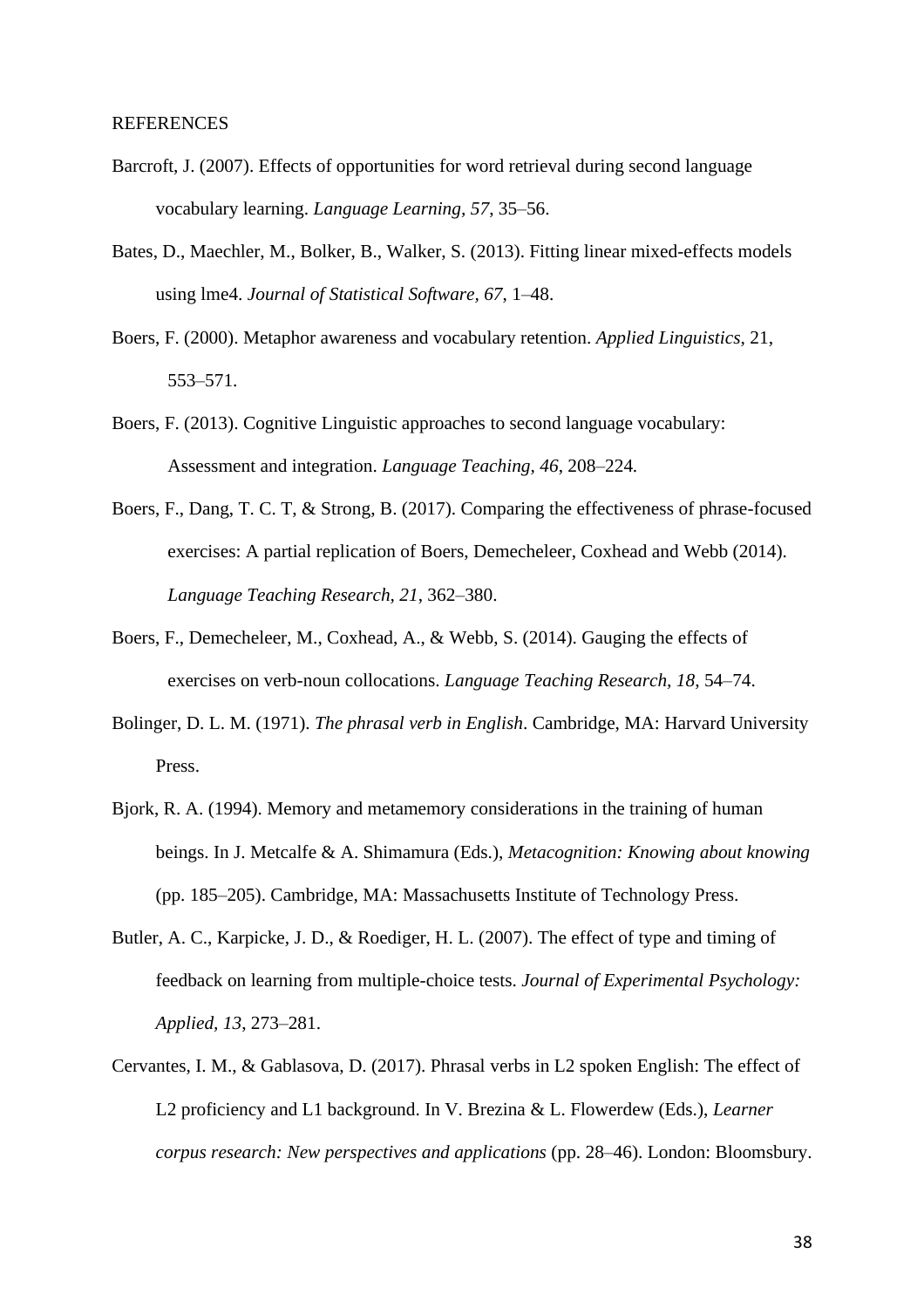REFERENCES

Barcroft, J. (2007). Effects of opportunities for word retrieval during second language vocabulary learning. *Language Learning*, *57*, 35–56.

Bates, D., Maechler, M., Bolker, B., Walker, S. (2013). Fitting linear mixed-effects models using lme4. *Journal of Statistical Software, 67*, 1–48.

Boers, F. (2000). Metaphor awareness and vocabulary retention. *Applied Linguistics*, 21, 553–571.

Boers, F. (2013). Cognitive Linguistic approaches to second language vocabulary: Assessment and integration. *Language Teaching, 46*, 208–224.

Boers, F., Dang, T. C. T, & Strong, B. (2017). Comparing the effectiveness of phrase-focused exercises: A partial replication of Boers, Demecheleer, Coxhead and Webb (2014). *Language Teaching Research, 21*, 362–380.

Boers, F., Demecheleer, M., Coxhead, A., & Webb, S. (2014). Gauging the effects of exercises on verb-noun collocations. *Language Teaching Research, 18*, 54–74.

Bolinger, D. L. M. (1971). *The phrasal verb in English*. Cambridge, MA: Harvard University Press.

Bjork, R. A. (1994). Memory and metamemory considerations in the training of human beings. In J. Metcalfe & A. Shimamura (Eds.), *Metacognition: Knowing about knowing* (pp. 185–205). Cambridge, MA: Massachusetts Institute of Technology Press.

Butler, A. C., Karpicke, J. D., & Roediger, H. L. (2007). The effect of type and timing of feedback on learning from multiple-choice tests. *Journal of Experimental Psychology: Applied, 13*, 273–281.

Cervantes, I. M., & Gablasova, D. (2017). Phrasal verbs in L2 spoken English: The effect of L2 proficiency and L1 background. In V. Brezina & L. Flowerdew (Eds.), *Learner corpus research: New perspectives and applications* (pp. 28–46). London: Bloomsbury.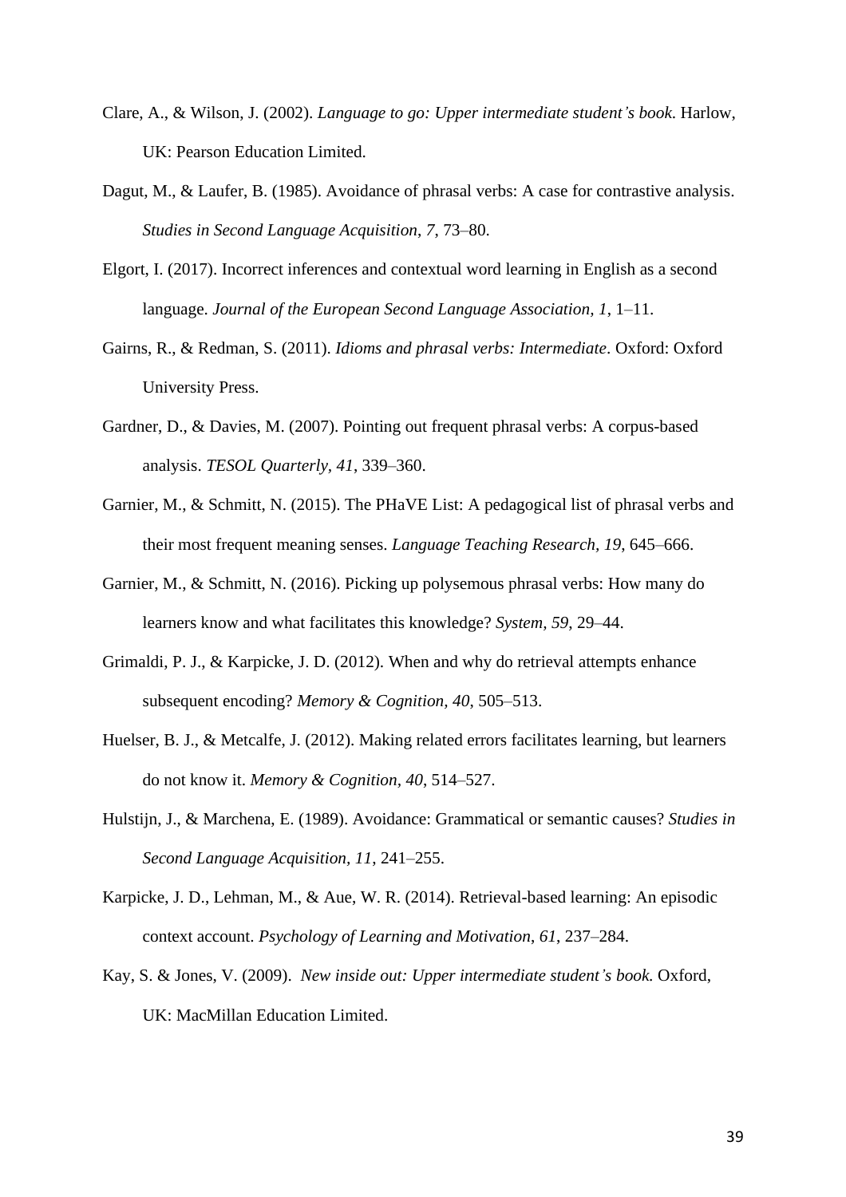Clare, A., & Wilson, J. (2002). *Language to go: Upper intermediate student's book*. Harlow, UK: Pearson Education Limited.

Dagut, M., & Laufer, B. (1985). Avoidance of phrasal verbs: A case for contrastive analysis. *Studies in Second Language Acquisition*, *7*, 73–80.

Elgort, I. (2017). Incorrect inferences and contextual word learning in English as a second language. *Journal of the European Second Language Association*, *1*, 1–11.

Gairns, R., & Redman, S. (2011). *Idioms and phrasal verbs: Intermediate*. Oxford: Oxford University Press.

Gardner, D., & Davies, M. (2007). Pointing out frequent phrasal verbs: A corpus-based analysis. *TESOL Quarterly, 41*, 339–360.

Garnier, M., & Schmitt, N. (2015). The PHaVE List: A pedagogical list of phrasal verbs and their most frequent meaning senses. *Language Teaching Research, 19*, 645–666.

Garnier, M., & Schmitt, N. (2016). Picking up polysemous phrasal verbs: How many do learners know and what facilitates this knowledge? *System*, *59*, 29–44.

Grimaldi, P. J., & Karpicke, J. D. (2012). When and why do retrieval attempts enhance subsequent encoding? *Memory & Cognition*, *40*, 505–513.

Huelser, B. J., & Metcalfe, J. (2012). Making related errors facilitates learning, but learners do not know it. *Memory & Cognition*, *40*, 514–527.

Hulstijn, J., & Marchena, E. (1989). Avoidance: Grammatical or semantic causes? *Studies in Second Language Acquisition, 11*, 241–255.

Karpicke, J. D., Lehman, M., & Aue, W. R. (2014). Retrieval-based learning: An episodic context account. *Psychology of Learning and Motivation*, *61*, 237–284.

Kay, S. & Jones, V. (2009). *New inside out: Upper intermediate student's book.* Oxford, UK: MacMillan Education Limited.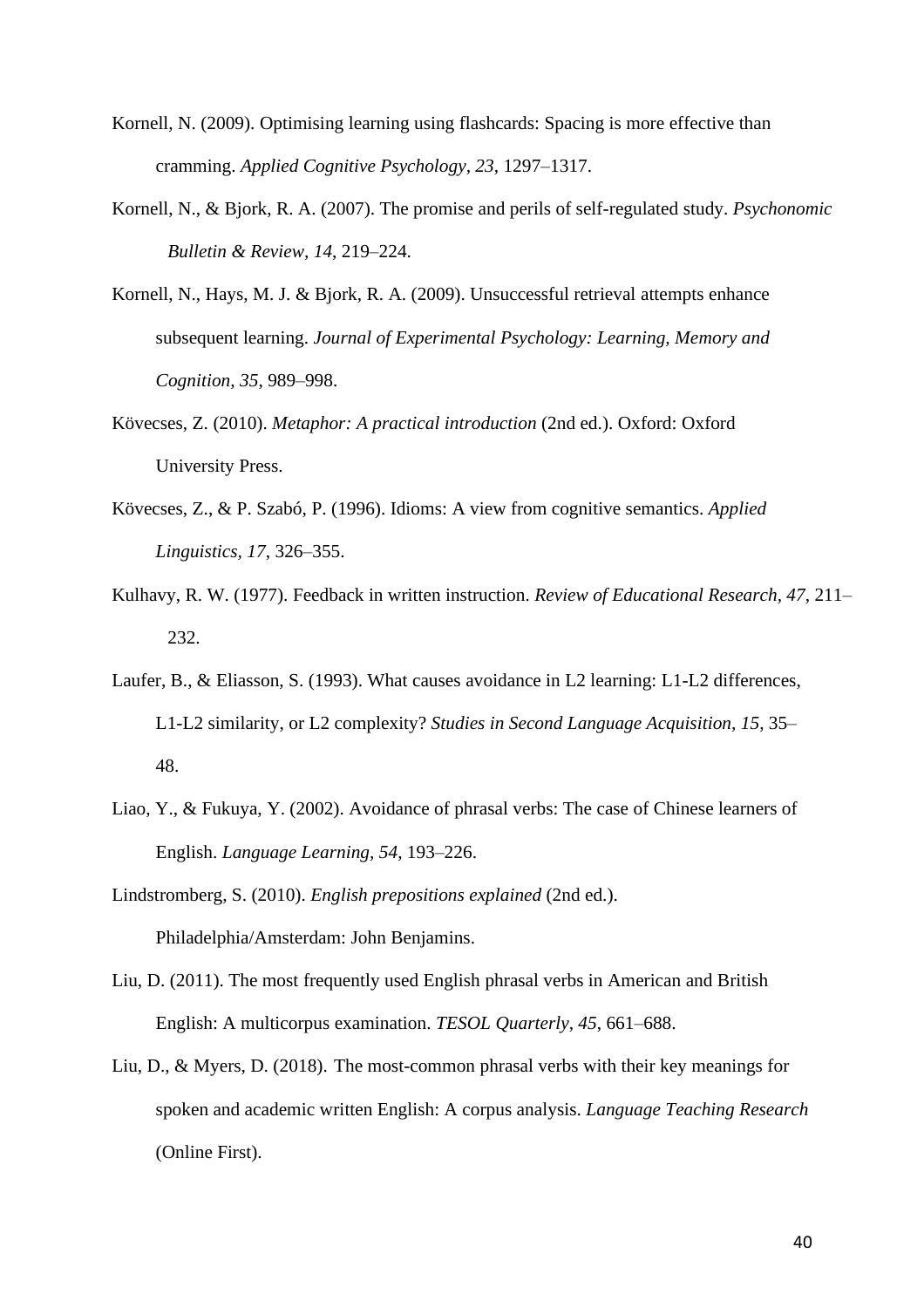Kornell, N. (2009). Optimising learning using flashcards: Spacing is more effective than cramming. *Applied Cognitive Psychology, 23*, 1297–1317.

Kornell, N., & Bjork, R. A. (2007). The promise and perils of self-regulated study. *Psychonomic Bulletin & Review, 14*, 219–224.

Kornell, N., Hays, M. J. & Bjork, R. A. (2009). Unsuccessful retrieval attempts enhance subsequent learning. *Journal of Experimental Psychology: Learning, Memory and Cognition*, *35*, 989–998.

Kövecses, Z. (2010). *Metaphor: A practical introduction* (2nd ed.). Oxford: Oxford University Press.

Kövecses, Z., & P. Szabó, P. (1996). Idioms: A view from cognitive semantics. *Applied Linguistics, 17*, 326–355.

Kulhavy, R. W. (1977). Feedback in written instruction. *Review of Educational Research*, *47*, 211–232.

Laufer, B., & Eliasson, S. (1993). What causes avoidance in L2 learning: L1-L2 differences, L1-L2 similarity, or L2 complexity? *Studies in Second Language Acquisition, 15*, 35–48.

Liao, Y., & Fukuya, Y. (2002). Avoidance of phrasal verbs: The case of Chinese learners of English. *Language Learning*, *54*, 193–226.

Lindstromberg, S. (2010). *English prepositions explained* (2nd ed.). Philadelphia/Amsterdam: John Benjamins.

Liu, D. (2011). The most frequently used English phrasal verbs in American and British English: A multicorpus examination. *TESOL Quarterly*, *45*, 661–688.

Liu, D., & Myers, D. (2018). The most-common phrasal verbs with their key meanings for spoken and academic written English: A corpus analysis. *Language Teaching Research* (Online First).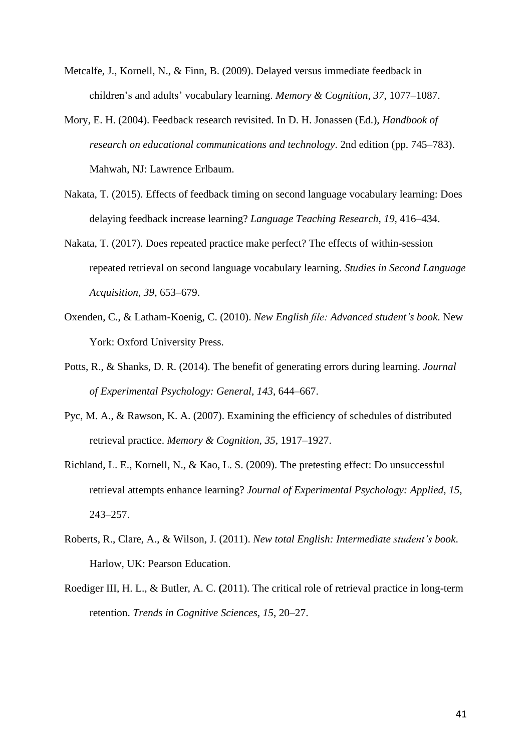Metcalfe, J., Kornell, N., & Finn, B. (2009). Delayed versus immediate feedback in children's and adults' vocabulary learning. *Memory & Cognition, 37*, 1077–1087.

Mory, E. H. (2004). Feedback research revisited. In D. H. Jonassen (Ed.), *Handbook of research on educational communications and technology*. 2nd edition (pp. 745–783). Mahwah, NJ: Lawrence Erlbaum.

Nakata, T. (2015). Effects of feedback timing on second language vocabulary learning: Does delaying feedback increase learning? *Language Teaching Research*, *19*, 416–434.

Nakata, T. (2017). Does repeated practice make perfect? The effects of within-session repeated retrieval on second language vocabulary learning. *Studies in Second Language Acquisition*, *39*, 653–679.

Oxenden, C., & Latham-Koenig, C. (2010). *New English file: Advanced student's book*. New York: Oxford University Press.

Potts, R., & Shanks, D. R. (2014). The benefit of generating errors during learning. *Journal of Experimental Psychology: General*, *143*, 644–667.

Pyc, M. A., & Rawson, K. A. (2007). Examining the efficiency of schedules of distributed retrieval practice. *Memory & Cognition*, *35*, 1917–1927.

Richland, L. E., Kornell, N., & Kao, L. S. (2009). The pretesting effect: Do unsuccessful retrieval attempts enhance learning? *Journal of Experimental Psychology: Applied, 15*, 243–257.

Roberts, R., Clare, A., & Wilson, J. (2011). *New total English: Intermediate student's book*. Harlow, UK: Pearson Education.

Roediger III, H. L., & Butler, A. C. (2011). The critical role of retrieval practice in long-term retention. *Trends in Cognitive Sciences*, *15*, 20–27.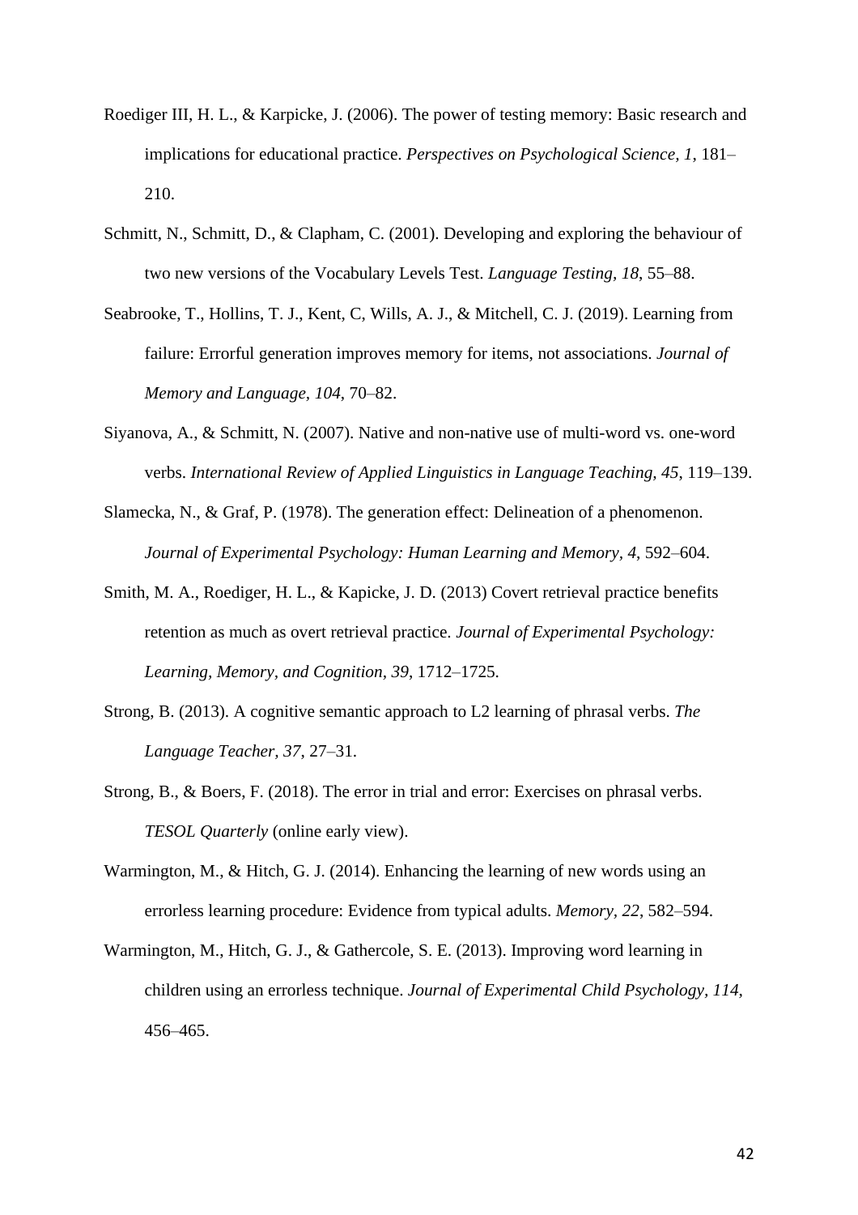Roediger III, H. L., & Karpicke, J. (2006). The power of testing memory: Basic research and implications for educational practice. *Perspectives on Psychological Science*, *1*, 181–210.

Schmitt, N., Schmitt, D., & Clapham, C. (2001). Developing and exploring the behaviour of two new versions of the Vocabulary Levels Test. *Language Testing, 18*, 55–88.

Seabrooke, T., Hollins, T. J., Kent, C, Wills, A. J., & Mitchell, C. J. (2019). Learning from failure: Errorful generation improves memory for items, not associations. *Journal of Memory and Language*, *104*, 70–82.

Siyanova, A., & Schmitt, N. (2007). Native and non-native use of multi-word vs. one-word verbs. *International Review of Applied Linguistics in Language Teaching, 45*, 119–139.

Slamecka, N., & Graf, P. (1978). The generation effect: Delineation of a phenomenon. *Journal of Experimental Psychology: Human Learning and Memory*, *4*, 592–604.

Smith, M. A., Roediger, H. L., & Kapicke, J. D. (2013) Covert retrieval practice benefits retention as much as overt retrieval practice. *Journal of Experimental Psychology: Learning, Memory, and Cognition*, *39*, 1712–1725.

Strong, B. (2013). A cognitive semantic approach to L2 learning of phrasal verbs. *The Language Teacher, 37*, 27–31.

Strong, B., & Boers, F. (2018). The error in trial and error: Exercises on phrasal verbs. *TESOL Quarterly* (online early view).

Warmington, M., & Hitch, G. J. (2014). Enhancing the learning of new words using an errorless learning procedure: Evidence from typical adults. *Memory*, *22*, 582–594.

Warmington, M., Hitch, G. J., & Gathercole, S. E. (2013). Improving word learning in children using an errorless technique. *Journal of Experimental Child Psychology*, *114*, 456–465.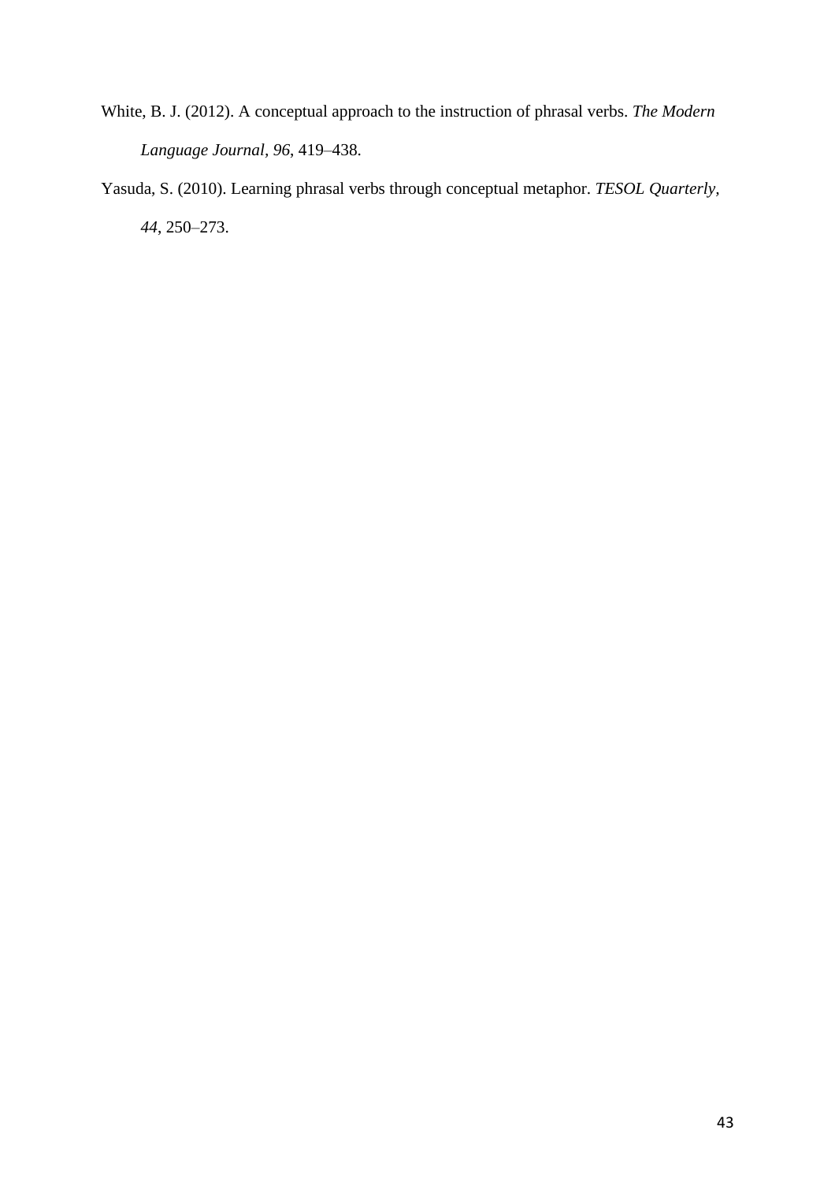White, B. J. (2012). A conceptual approach to the instruction of phrasal verbs. *The Modern Language Journal, 96*, 419–438.

Yasuda, S. (2010). Learning phrasal verbs through conceptual metaphor. *TESOL Quarterly, 44*, 250–273.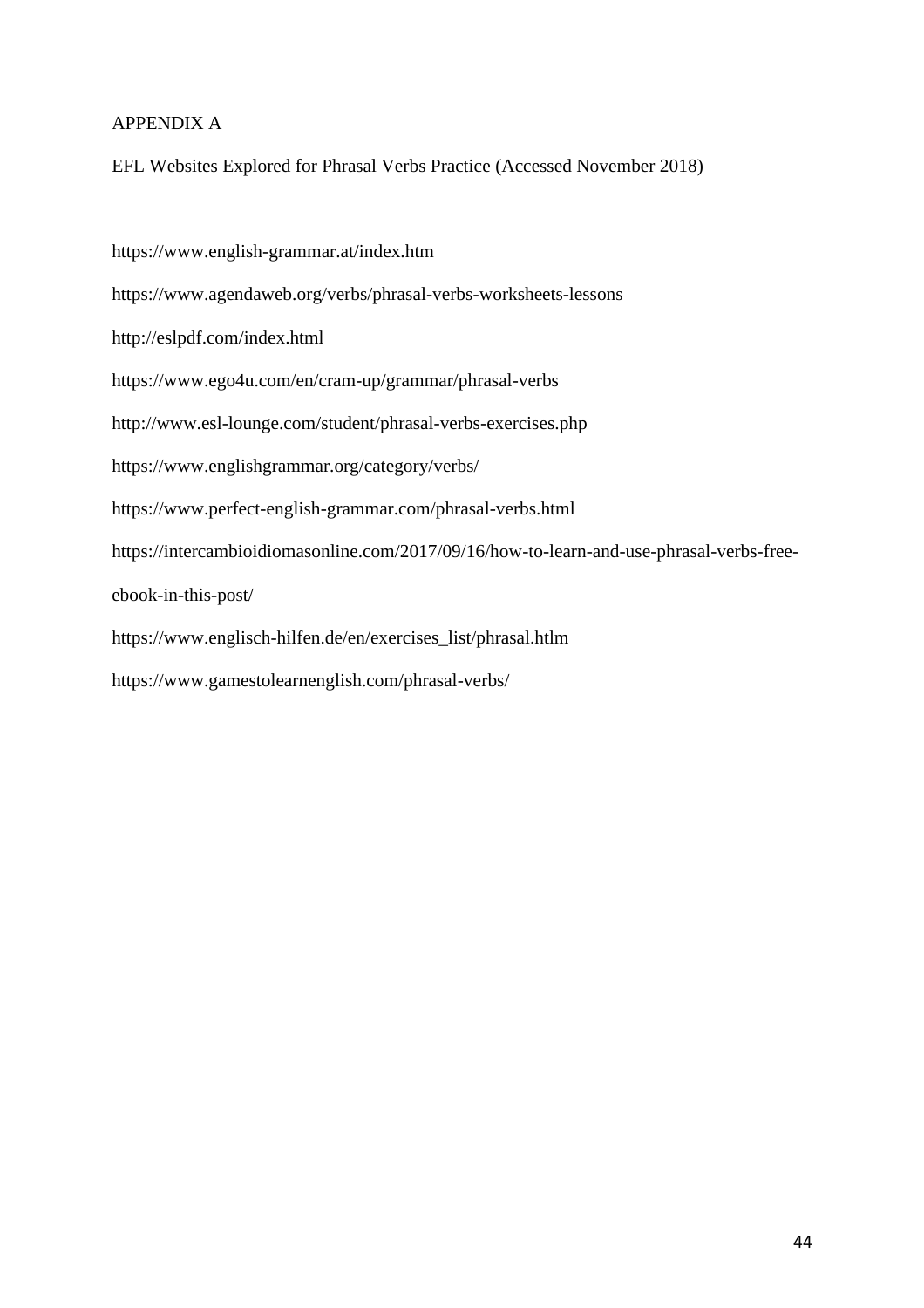# APPENDIX A

## EFL Websites Explored for Phrasal Verbs Practice (Accessed November 2018)

https://www.english-grammar.at/index.htm

https://www.agendaweb.org/verbs/phrasal-verbs-worksheets-lessons

http://eslpdf.com/index.html

https://www.ego4u.com/en/cram-up/grammar/phrasal-verbs

http://www.esl-lounge.com/student/phrasal-verbs-exercises.php

https://www.englishgrammar.org/category/verbs/

https://www.perfect-english-grammar.com/phrasal-verbs.html

https://intercambioidiomasonline.com/2017/09/16/how-to-learn-and-use-phrasal-verbs-free-ebook-in-this-post/

https://www.englisch-hilfen.de/en/exercises_list/phrasal.htlm

https://www.gamestolearnenglish.com/phrasal-verbs/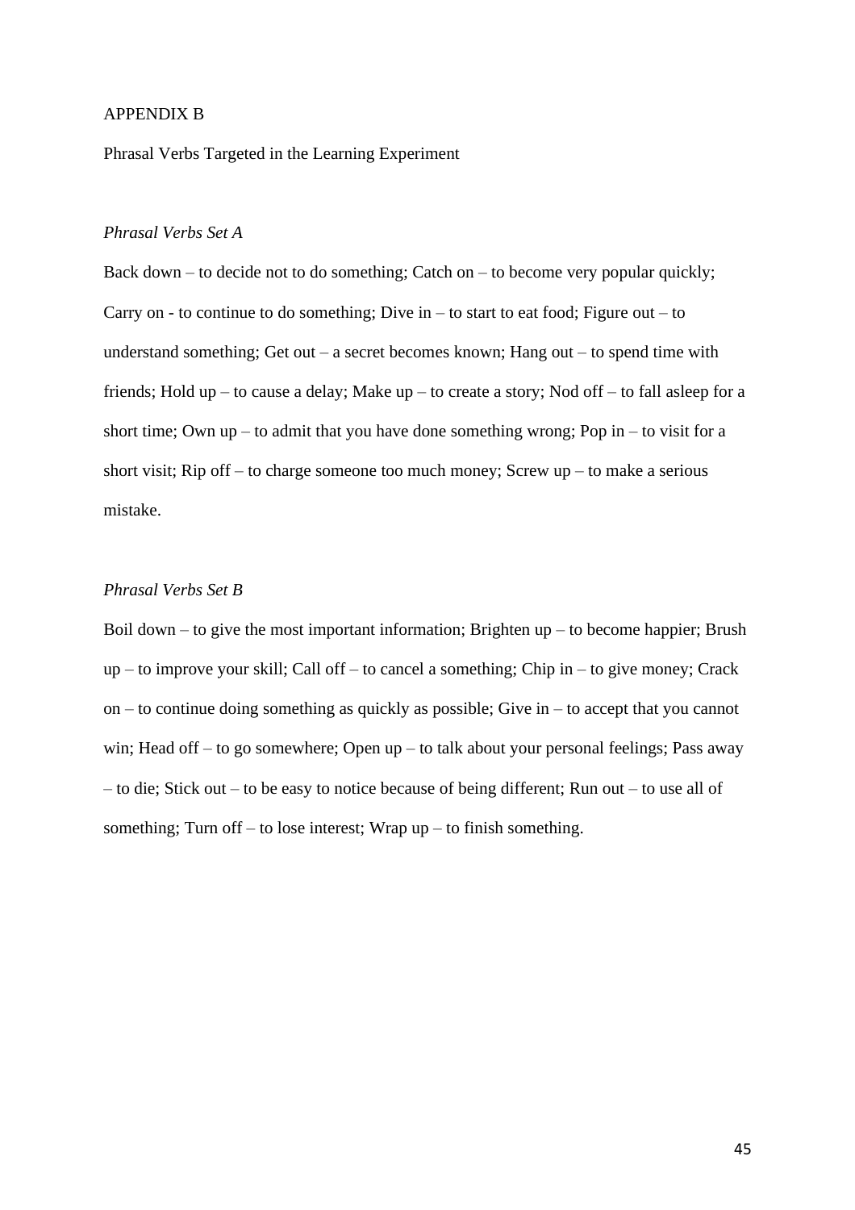# APPENDIX B

Phrasal Verbs Targeted in the Learning Experiment

*Phrasal Verbs Set A*

Back down – to decide not to do something; Catch on – to become very popular quickly; Carry on - to continue to do something; Dive in – to start to eat food; Figure out – to understand something; Get out – a secret becomes known; Hang out – to spend time with friends; Hold up – to cause a delay; Make up – to create a story; Nod off – to fall asleep for a short time; Own up – to admit that you have done something wrong; Pop in – to visit for a short visit; Rip off – to charge someone too much money; Screw up – to make a serious mistake.

*Phrasal Verbs Set B*

Boil down – to give the most important information; Brighten up – to become happier; Brush up – to improve your skill; Call off – to cancel a something; Chip in – to give money; Crack on – to continue doing something as quickly as possible; Give in – to accept that you cannot win; Head off – to go somewhere; Open up – to talk about your personal feelings; Pass away – to die; Stick out – to be easy to notice because of being different; Run out – to use all of something; Turn off – to lose interest; Wrap up – to finish something.